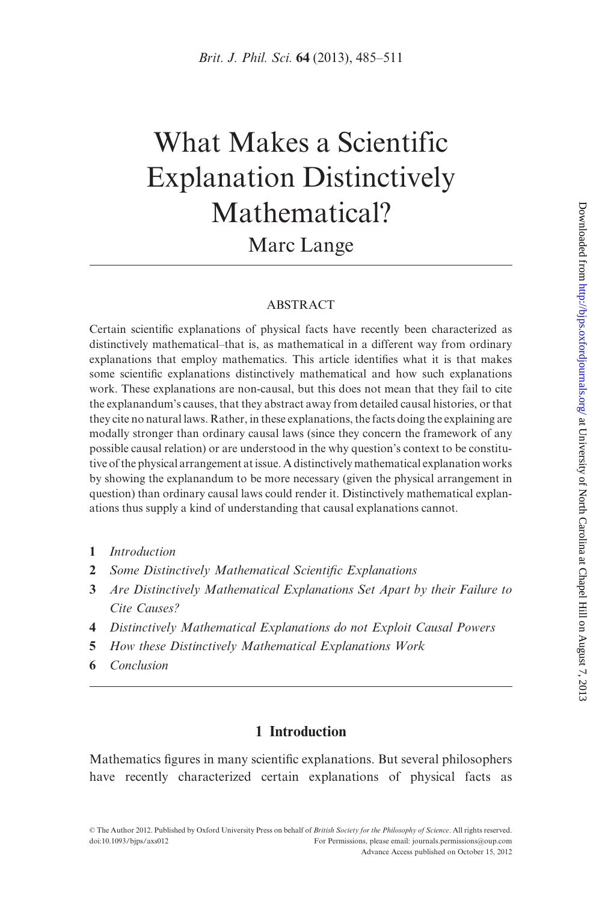# What Makes a Scientific Explanation Distinctively Mathematical?

Marc Lange

## ABSTRACT

Certain scientific explanations of physical facts have recently been characterized as distinctively mathematical–that is, as mathematical in a different way from ordinary explanations that employ mathematics. This article identifies what it is that makes some scientific explanations distinctively mathematical and how such explanations work. These explanations are non-causal, but this does not mean that they fail to cite the explanandum's causes, that they abstract away from detailed causal histories, or that they cite no natural laws. Rather, in these explanations, the facts doing the explaining are modally stronger than ordinary causal laws (since they concern the framework of any possible causal relation) or are understood in the why question's context to be constitutive of the physical arrangement at issue. A distinctively mathematical explanation works by showing the explanandum to be more necessary (given the physical arrangement in question) than ordinary causal laws could render it. Distinctively mathematical explanations thus supply a kind of understanding that causal explanations cannot.

1 *Introduction*
2 *Some Distinctively Mathematical Scientific Explanations*
3 *Are Distinctively Mathematical Explanations Set Apart by their Failure to Cite Causes?*
4 *Distinctively Mathematical Explanations do not Exploit Causal Powers*
5 *How these Distinctively Mathematical Explanations Work*
6 *Conclusion*

## 1 Introduction

Mathematics figures in many scientific explanations. But several philosophers have recently characterized certain explanations of physical facts as

© The Author 2012. Published by Oxford University Press on behalf of *British Society for the Philosophy of Science*. All rights reserved. doi:10.1093/bjps/axs012 For Permissions, please email: journals.permissions@oup.com Advance Access published on October 15, 2012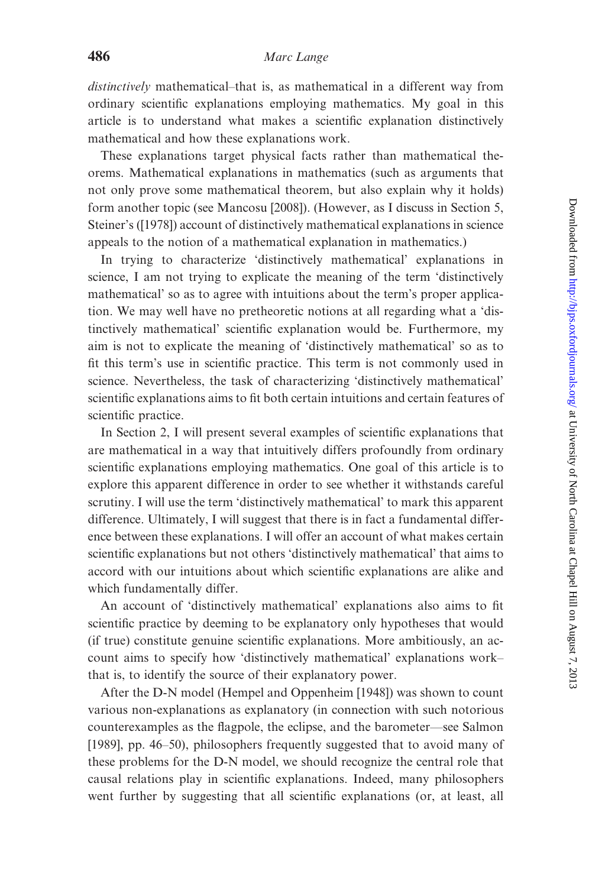*distinctively* mathematical–that is, as mathematical in a different way from ordinary scientific explanations employing mathematics. My goal in this article is to understand what makes a scientific explanation distinctively mathematical and how these explanations work.

These explanations target physical facts rather than mathematical theorems. Mathematical explanations in mathematics (such as arguments that not only prove some mathematical theorem, but also explain why it holds) form another topic (see Mancosu [2008]). (However, as I discuss in Section 5, Steiner's ([1978]) account of distinctively mathematical explanations in science appeals to the notion of a mathematical explanation in mathematics.)

In trying to characterize 'distinctively mathematical' explanations in science, I am not trying to explicate the meaning of the term 'distinctively mathematical' so as to agree with intuitions about the term's proper application. We may well have no pretheoretic notions at all regarding what a 'distinctively mathematical' scientific explanation would be. Furthermore, my aim is not to explicate the meaning of 'distinctively mathematical' so as to fit this term's use in scientific practice. This term is not commonly used in science. Nevertheless, the task of characterizing 'distinctively mathematical' scientific explanations aims to fit both certain intuitions and certain features of scientific practice.

In Section 2, I will present several examples of scientific explanations that are mathematical in a way that intuitively differs profoundly from ordinary scientific explanations employing mathematics. One goal of this article is to explore this apparent difference in order to see whether it withstands careful scrutiny. I will use the term 'distinctively mathematical' to mark this apparent difference. Ultimately, I will suggest that there is in fact a fundamental difference between these explanations. I will offer an account of what makes certain scientific explanations but not others 'distinctively mathematical' that aims to accord with our intuitions about which scientific explanations are alike and which fundamentally differ.

An account of 'distinctively mathematical' explanations also aims to fit scientific practice by deeming to be explanatory only hypotheses that would (if true) constitute genuine scientific explanations. More ambitiously, an account aims to specify how 'distinctively mathematical' explanations work–that is, to identify the source of their explanatory power.

After the D-N model (Hempel and Oppenheim [1948]) was shown to count various non-explanations as explanatory (in connection with such notorious counterexamples as the flagpole, the eclipse, and the barometer—see Salmon [1989], pp. 46–50), philosophers frequently suggested that to avoid many of these problems for the D-N model, we should recognize the central role that causal relations play in scientific explanations. Indeed, many philosophers went further by suggesting that all scientific explanations (or, at least, all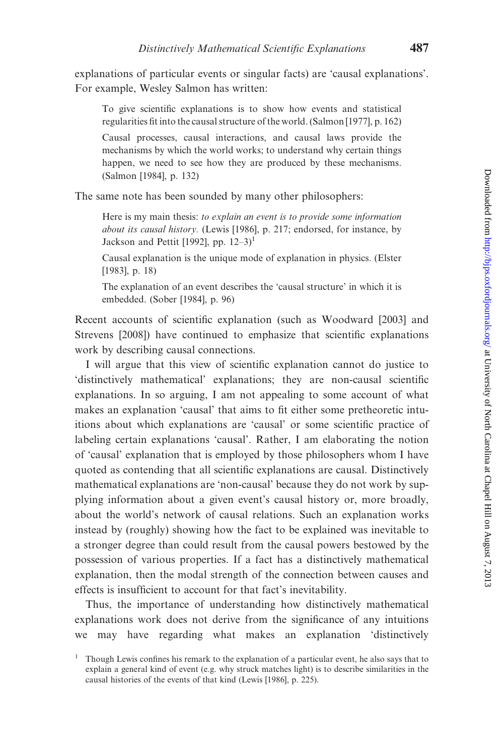explanations of particular events or singular facts) are 'causal explanations'. For example, Wesley Salmon has written:

> To give scientific explanations is to show how events and statistical regularities fit into the causal structure of the world. (Salmon [1977], p. 162)
>
> Causal processes, causal interactions, and causal laws provide the mechanisms by which the world works; to understand why certain things happen, we need to see how they are produced by these mechanisms. (Salmon [1984], p. 132)

The same note has been sounded by many other philosophers:

> Here is my main thesis: *to explain an event is to provide some information about its causal history*. (Lewis [1986], p. 217; endorsed, for instance, by Jackson and Pettit [1992], pp. 12–3)[1]
>
> Causal explanation is the unique mode of explanation in physics. (Elster [1983], p. 18)
>
> The explanation of an event describes the 'causal structure' in which it is embedded. (Sober [1984], p. 96)

Recent accounts of scientific explanation (such as Woodward [2003] and Strevens [2008]) have continued to emphasize that scientific explanations work by describing causal connections.

I will argue that this view of scientific explanation cannot do justice to 'distinctively mathematical' explanations; they are non-causal scientific explanations. In so arguing, I am not appealing to some account of what makes an explanation 'causal' that aims to fit either some pretheoretic intuitions about which explanations are 'causal' or some scientific practice of labeling certain explanations 'causal'. Rather, I am elaborating the notion of 'causal' explanation that is employed by those philosophers whom I have quoted as contending that all scientific explanations are causal. Distinctively mathematical explanations are 'non-causal' because they do not work by supplying information about a given event's causal history or, more broadly, about the world's network of causal relations. Such an explanation works instead by (roughly) showing how the fact to be explained was inevitable to a stronger degree than could result from the causal powers bestowed by the possession of various properties. If a fact has a distinctively mathematical explanation, then the modal strength of the connection between causes and effects is insufficient to account for that fact's inevitability.

Thus, the importance of understanding how distinctively mathematical explanations work does not derive from the significance of any intuitions we may have regarding what makes an explanation 'distinctively

[1] Though Lewis confines his remark to the explanation of a particular event, he also says that to explain a general kind of event (e.g. why struck matches light) is to describe similarities in the causal histories of the events of that kind (Lewis [1986], p. 225).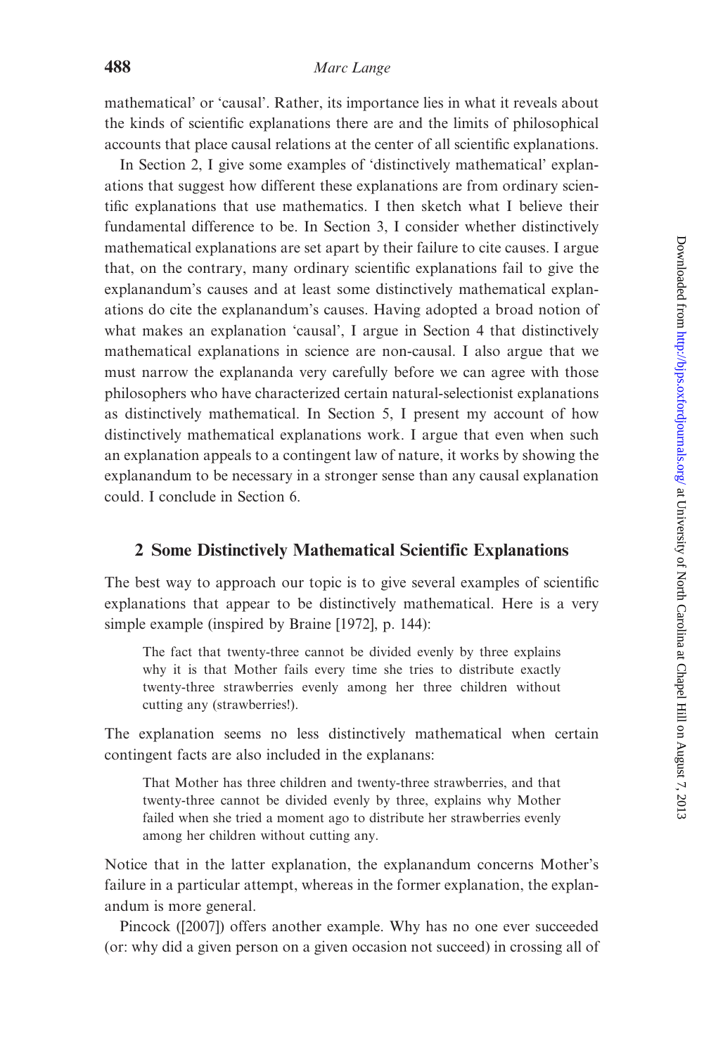mathematical' or 'causal'. Rather, its importance lies in what it reveals about the kinds of scientific explanations there are and the limits of philosophical accounts that place causal relations at the center of all scientific explanations.

In Section 2, I give some examples of 'distinctively mathematical' explanations that suggest how different these explanations are from ordinary scientific explanations that use mathematics. I then sketch what I believe their fundamental difference to be. In Section 3, I consider whether distinctively mathematical explanations are set apart by their failure to cite causes. I argue that, on the contrary, many ordinary scientific explanations fail to give the explanandum's causes and at least some distinctively mathematical explanations do cite the explanandum's causes. Having adopted a broad notion of what makes an explanation 'causal', I argue in Section 4 that distinctively mathematical explanations in science are non-causal. I also argue that we must narrow the explananda very carefully before we can agree with those philosophers who have characterized certain natural-selectionist explanations as distinctively mathematical. In Section 5, I present my account of how distinctively mathematical explanations work. I argue that even when such an explanation appeals to a contingent law of nature, it works by showing the explanandum to be necessary in a stronger sense than any causal explanation could. I conclude in Section 6.

## 2 Some Distinctively Mathematical Scientific Explanations

The best way to approach our topic is to give several examples of scientific explanations that appear to be distinctively mathematical. Here is a very simple example (inspired by Braine [1972], p. 144):

> The fact that twenty-three cannot be divided evenly by three explains why it is that Mother fails every time she tries to distribute exactly twenty-three strawberries evenly among her three children without cutting any (strawberries!).

The explanation seems no less distinctively mathematical when certain contingent facts are also included in the explanans:

> That Mother has three children and twenty-three strawberries, and that twenty-three cannot be divided evenly by three, explains why Mother failed when she tried a moment ago to distribute her strawberries evenly among her children without cutting any.

Notice that in the latter explanation, the explanandum concerns Mother's failure in a particular attempt, whereas in the former explanation, the explanandum is more general.

Pincock ([2007]) offers another example. Why has no one ever succeeded (or: why did a given person on a given occasion not succeed) in crossing all of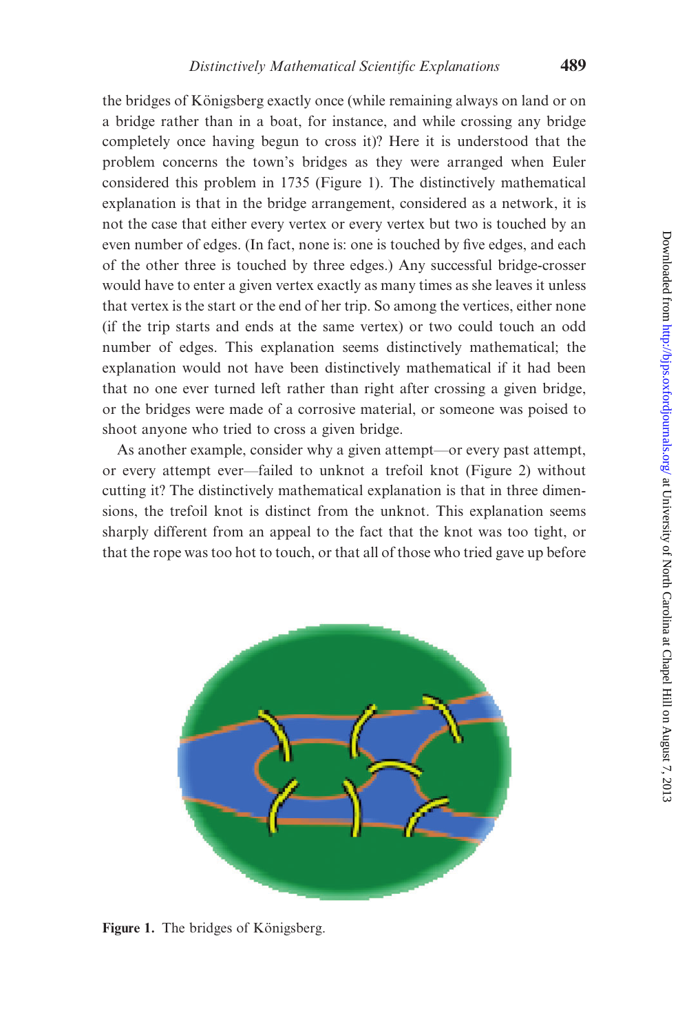the bridges of Königsberg exactly once (while remaining always on land or on a bridge rather than in a boat, for instance, and while crossing any bridge completely once having begun to cross it)? Here it is understood that the problem concerns the town's bridges as they were arranged when Euler considered this problem in 1735 (Figure 1). The distinctively mathematical explanation is that in the bridge arrangement, considered as a network, it is not the case that either every vertex or every vertex but two is touched by an even number of edges. (In fact, none is: one is touched by five edges, and each of the other three is touched by three edges.) Any successful bridge-crosser would have to enter a given vertex exactly as many times as she leaves it unless that vertex is the start or the end of her trip. So among the vertices, either none (if the trip starts and ends at the same vertex) or two could touch an odd number of edges. This explanation seems distinctively mathematical; the explanation would not have been distinctively mathematical if it had been that no one ever turned left rather than right after crossing a given bridge, or the bridges were made of a corrosive material, or someone was poised to shoot anyone who tried to cross a given bridge.

As another example, consider why a given attempt—or every past attempt, or every attempt ever—failed to unknot a trefoil knot (Figure 2) without cutting it? The distinctively mathematical explanation is that in three dimensions, the trefoil knot is distinct from the unknot. This explanation seems sharply different from an appeal to the fact that the knot was too tight, or that the rope was too hot to touch, or that all of those who tried gave up before

**Figure 1.** The bridges of Königsberg.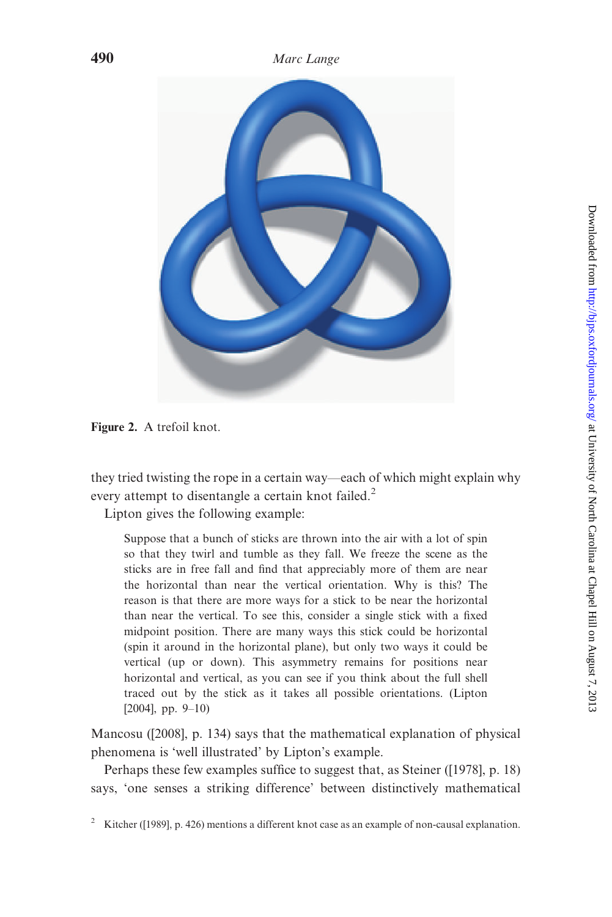Figure 2. A trefoil knot.

they tried twisting the rope in a certain way—each of which might explain why every attempt to disentangle a certain knot failed.[2]

Lipton gives the following example:

> Suppose that a bunch of sticks are thrown into the air with a lot of spin so that they twirl and tumble as they fall. We freeze the scene as the sticks are in free fall and find that appreciably more of them are near the horizontal than near the vertical orientation. Why is this? The reason is that there are more ways for a stick to be near the horizontal than near the vertical. To see this, consider a single stick with a fixed midpoint position. There are many ways this stick could be horizontal (spin it around in the horizontal plane), but only two ways it could be vertical (up or down). This asymmetry remains for positions near horizontal and vertical, as you can see if you think about the full shell traced out by the stick as it takes all possible orientations. (Lipton [2004], pp. 9–10)

Mancosu ([2008], p. 134) says that the mathematical explanation of physical phenomena is 'well illustrated' by Lipton's example.

Perhaps these few examples suffice to suggest that, as Steiner ([1978], p. 18) says, 'one senses a striking difference' between distinctively mathematical

[2] Kitcher ([1989], p. 426) mentions a different knot case as an example of non-causal explanation.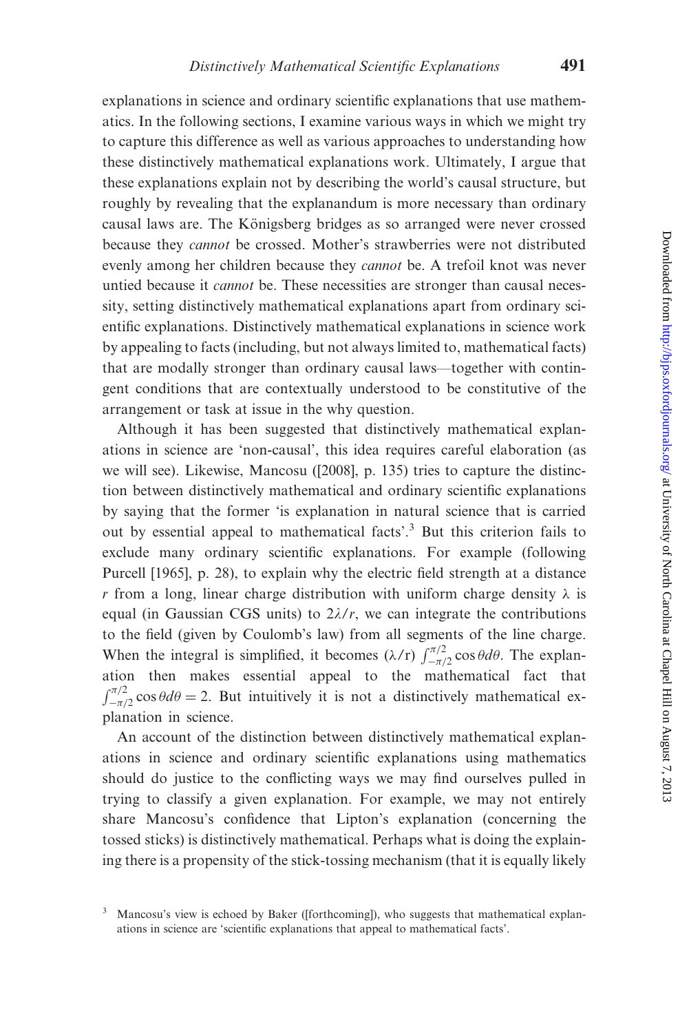explanations in science and ordinary scientific explanations that use mathematics. In the following sections, I examine various ways in which we might try to capture this difference as well as various approaches to understanding how these distinctively mathematical explanations work. Ultimately, I argue that these explanations explain not by describing the world's causal structure, but roughly by revealing that the explanandum is more necessary than ordinary causal laws are. The Königsberg bridges as so arranged were never crossed because they *cannot* be crossed. Mother's strawberries were not distributed evenly among her children because they *cannot* be. A trefoil knot was never untied because it *cannot* be. These necessities are stronger than causal necessity, setting distinctively mathematical explanations apart from ordinary scientific explanations. Distinctively mathematical explanations in science work by appealing to facts (including, but not always limited to, mathematical facts) that are modally stronger than ordinary causal laws—together with contingent conditions that are contextually understood to be constitutive of the arrangement or task at issue in the why question.

Although it has been suggested that distinctively mathematical explanations in science are 'non-causal', this idea requires careful elaboration (as we will see). Likewise, Mancosu ([2008], p. 135) tries to capture the distinction between distinctively mathematical and ordinary scientific explanations by saying that the former 'is explanation in natural science that is carried out by essential appeal to mathematical facts'.[3] But this criterion fails to exclude many ordinary scientific explanations. For example (following Purcell [1965], p. 28), to explain why the electric field strength at a distance $r$ from a long, linear charge distribution with uniform charge density $\lambda$ is equal (in Gaussian CGS units) to $2\lambda/r$, we can integrate the contributions to the field (given by Coulomb's law) from all segments of the line charge. When the integral is simplified, it becomes $(\lambda/\mathrm{r}) \int_{-\pi/2}^{\pi/2} \cos\theta d\theta$. The explanation then makes essential appeal to the mathematical fact that $\int_{-\pi/2}^{\pi/2} \cos\theta d\theta = 2$. But intuitively it is not a distinctively mathematical explanation in science.

An account of the distinction between distinctively mathematical explanations in science and ordinary scientific explanations using mathematics should do justice to the conflicting ways we may find ourselves pulled in trying to classify a given explanation. For example, we may not entirely share Mancosu's confidence that Lipton's explanation (concerning the tossed sticks) is distinctively mathematical. Perhaps what is doing the explaining there is a propensity of the stick-tossing mechanism (that it is equally likely

[3] Mancosu's view is echoed by Baker ([forthcoming]), who suggests that mathematical explanations in science are 'scientific explanations that appeal to mathematical facts'.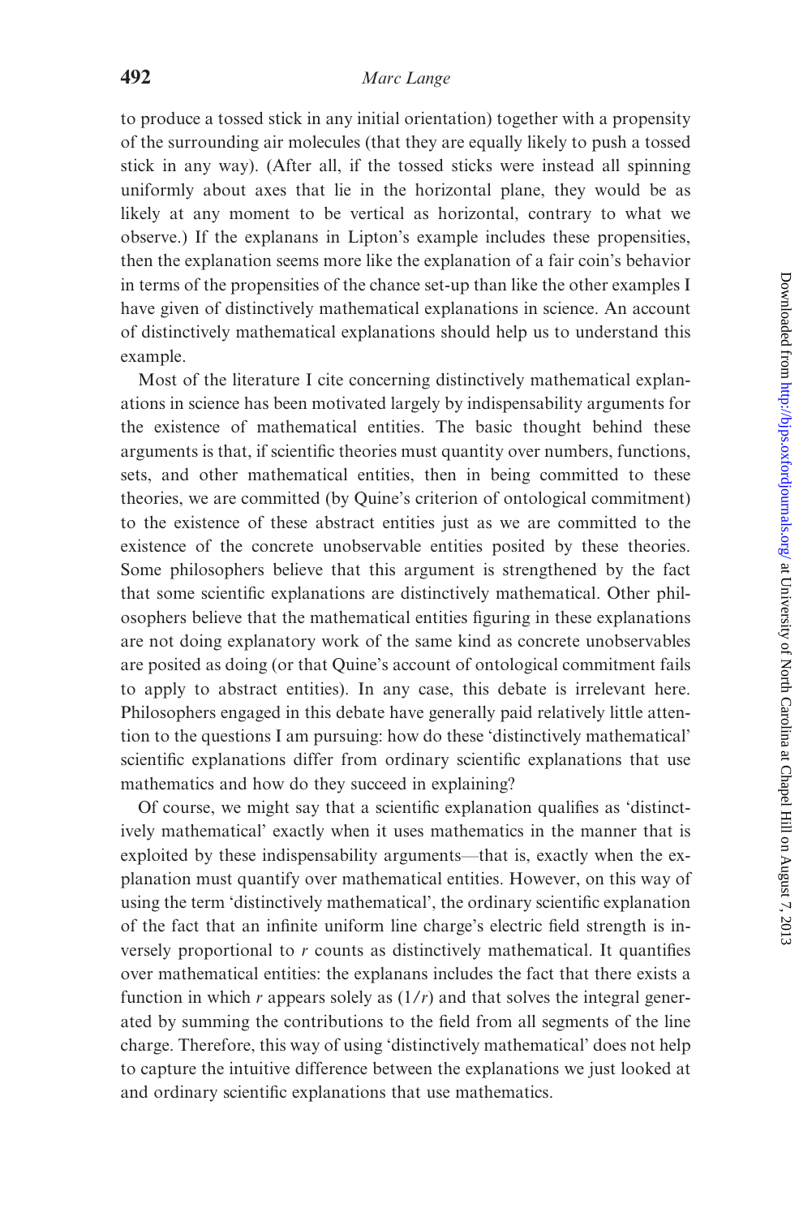to produce a tossed stick in any initial orientation) together with a propensity of the surrounding air molecules (that they are equally likely to push a tossed stick in any way). (After all, if the tossed sticks were instead all spinning uniformly about axes that lie in the horizontal plane, they would be as likely at any moment to be vertical as horizontal, contrary to what we observe.) If the explanans in Lipton's example includes these propensities, then the explanation seems more like the explanation of a fair coin's behavior in terms of the propensities of the chance set-up than like the other examples I have given of distinctively mathematical explanations in science. An account of distinctively mathematical explanations should help us to understand this example.

Most of the literature I cite concerning distinctively mathematical explanations in science has been motivated largely by indispensability arguments for the existence of mathematical entities. The basic thought behind these arguments is that, if scientific theories must quantity over numbers, functions, sets, and other mathematical entities, then in being committed to these theories, we are committed (by Quine's criterion of ontological commitment) to the existence of these abstract entities just as we are committed to the existence of the concrete unobservable entities posited by these theories. Some philosophers believe that this argument is strengthened by the fact that some scientific explanations are distinctively mathematical. Other philosophers believe that the mathematical entities figuring in these explanations are not doing explanatory work of the same kind as concrete unobservables are posited as doing (or that Quine's account of ontological commitment fails to apply to abstract entities). In any case, this debate is irrelevant here. Philosophers engaged in this debate have generally paid relatively little attention to the questions I am pursuing: how do these 'distinctively mathematical' scientific explanations differ from ordinary scientific explanations that use mathematics and how do they succeed in explaining?

Of course, we might say that a scientific explanation qualifies as 'distinctively mathematical' exactly when it uses mathematics in the manner that is exploited by these indispensability arguments—that is, exactly when the explanation must quantify over mathematical entities. However, on this way of using the term 'distinctively mathematical', the ordinary scientific explanation of the fact that an infinite uniform line charge's electric field strength is inversely proportional to $r$ counts as distinctively mathematical. It quantifies over mathematical entities: the explanans includes the fact that there exists a function in which $r$ appears solely as $(1/r)$ and that solves the integral generated by summing the contributions to the field from all segments of the line charge. Therefore, this way of using 'distinctively mathematical' does not help to capture the intuitive difference between the explanations we just looked at and ordinary scientific explanations that use mathematics.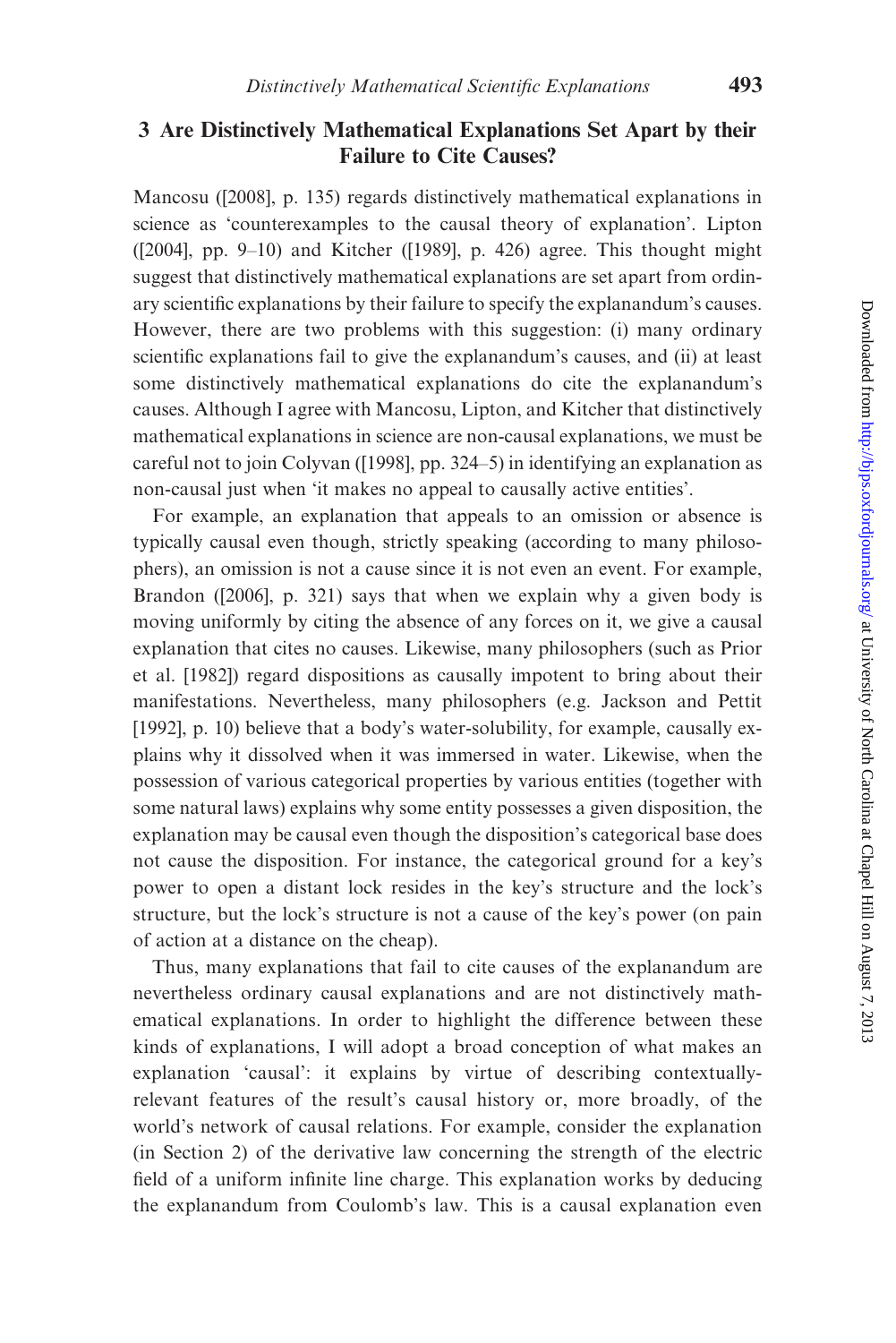## 3 Are Distinctively Mathematical Explanations Set Apart by their Failure to Cite Causes?

Mancosu ([2008], p. 135) regards distinctively mathematical explanations in science as 'counterexamples to the causal theory of explanation'. Lipton ([2004], pp. 9–10) and Kitcher ([1989], p. 426) agree. This thought might suggest that distinctively mathematical explanations are set apart from ordinary scientific explanations by their failure to specify the explanandum's causes. However, there are two problems with this suggestion: (i) many ordinary scientific explanations fail to give the explanandum's causes, and (ii) at least some distinctively mathematical explanations do cite the explanandum's causes. Although I agree with Mancosu, Lipton, and Kitcher that distinctively mathematical explanations in science are non-causal explanations, we must be careful not to join Colyvan ([1998], pp. 324–5) in identifying an explanation as non-causal just when 'it makes no appeal to causally active entities'.

For example, an explanation that appeals to an omission or absence is typically causal even though, strictly speaking (according to many philosophers), an omission is not a cause since it is not even an event. For example, Brandon ([2006], p. 321) says that when we explain why a given body is moving uniformly by citing the absence of any forces on it, we give a causal explanation that cites no causes. Likewise, many philosophers (such as Prior et al. [1982]) regard dispositions as causally impotent to bring about their manifestations. Nevertheless, many philosophers (e.g. Jackson and Pettit [1992], p. 10) believe that a body's water-solubility, for example, causally explains why it dissolved when it was immersed in water. Likewise, when the possession of various categorical properties by various entities (together with some natural laws) explains why some entity possesses a given disposition, the explanation may be causal even though the disposition's categorical base does not cause the disposition. For instance, the categorical ground for a key's power to open a distant lock resides in the key's structure and the lock's structure, but the lock's structure is not a cause of the key's power (on pain of action at a distance on the cheap).

Thus, many explanations that fail to cite causes of the explanandum are nevertheless ordinary causal explanations and are not distinctively mathematical explanations. In order to highlight the difference between these kinds of explanations, I will adopt a broad conception of what makes an explanation 'causal': it explains by virtue of describing contextually-relevant features of the result's causal history or, more broadly, of the world's network of causal relations. For example, consider the explanation (in Section 2) of the derivative law concerning the strength of the electric field of a uniform infinite line charge. This explanation works by deducing the explanandum from Coulomb's law. This is a causal explanation even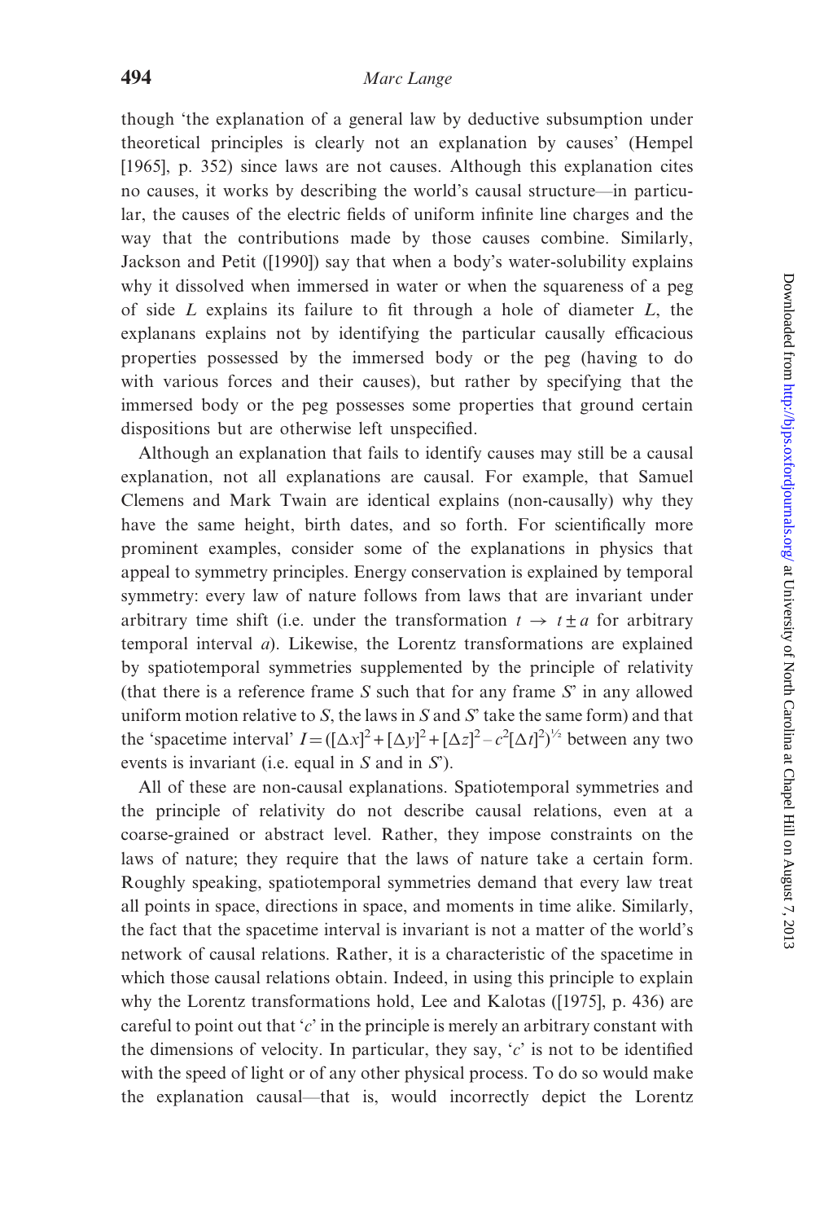though 'the explanation of a general law by deductive subsumption under theoretical principles is clearly not an explanation by causes' (Hempel [1965], p. 352) since laws are not causes. Although this explanation cites no causes, it works by describing the world's causal structure—in particular, the causes of the electric fields of uniform infinite line charges and the way that the contributions made by those causes combine. Similarly, Jackson and Petit ([1990]) say that when a body's water-solubility explains why it dissolved when immersed in water or when the squareness of a peg of side $L$ explains its failure to fit through a hole of diameter $L$, the explanans explains not by identifying the particular causally efficacious properties possessed by the immersed body or the peg (having to do with various forces and their causes), but rather by specifying that the immersed body or the peg possesses some properties that ground certain dispositions but are otherwise left unspecified.

Although an explanation that fails to identify causes may still be a causal explanation, not all explanations are causal. For example, that Samuel Clemens and Mark Twain are identical explains (non-causally) why they have the same height, birth dates, and so forth. For scientifically more prominent examples, consider some of the explanations in physics that appeal to symmetry principles. Energy conservation is explained by temporal symmetry: every law of nature follows from laws that are invariant under arbitrary time shift (i.e. under the transformation $t \rightarrow t \pm a$ for arbitrary temporal interval $a$). Likewise, the Lorentz transformations are explained by spatiotemporal symmetries supplemented by the principle of relativity (that there is a reference frame $S$ such that for any frame $S'$ in any allowed uniform motion relative to $S$, the laws in $S$ and $S'$ take the same form) and that the 'spacetime interval' $I = ([\Delta x]^2 + [\Delta y]^2 + [\Delta z]^2 - c^2[\Delta t]^2)^{1/2}$ between any two events is invariant (i.e. equal in $S$ and in $S'$).

All of these are non-causal explanations. Spatiotemporal symmetries and the principle of relativity do not describe causal relations, even at a coarse-grained or abstract level. Rather, they impose constraints on the laws of nature; they require that the laws of nature take a certain form. Roughly speaking, spatiotemporal symmetries demand that every law treat all points in space, directions in space, and moments in time alike. Similarly, the fact that the spacetime interval is invariant is not a matter of the world's network of causal relations. Rather, it is a characteristic of the spacetime in which those causal relations obtain. Indeed, in using this principle to explain why the Lorentz transformations hold, Lee and Kalotas ([1975], p. 436) are careful to point out that '$c$' in the principle is merely an arbitrary constant with the dimensions of velocity. In particular, they say, '$c$' is not to be identified with the speed of light or of any other physical process. To do so would make the explanation causal—that is, would incorrectly depict the Lorentz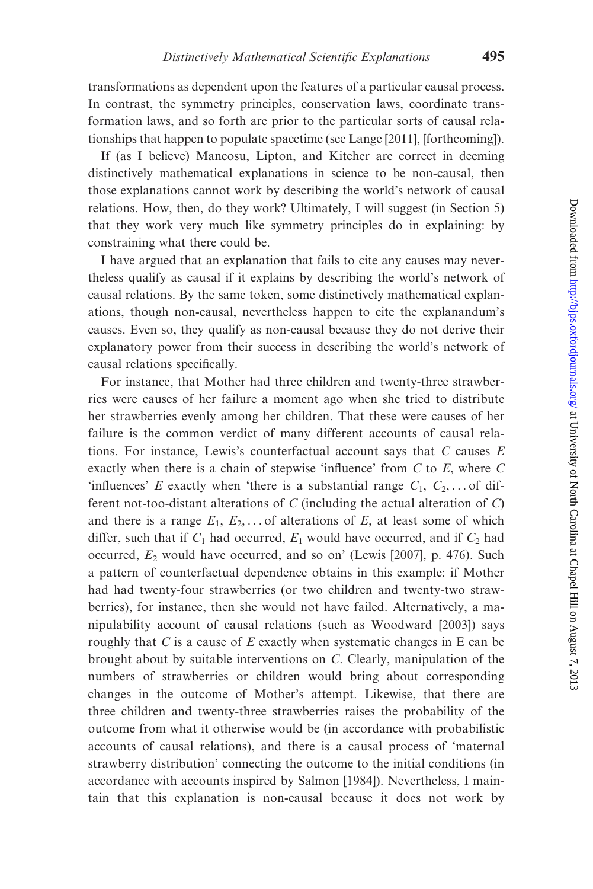transformations as dependent upon the features of a particular causal process. In contrast, the symmetry principles, conservation laws, coordinate transformation laws, and so forth are prior to the particular sorts of causal relationships that happen to populate spacetime (see Lange [2011], [forthcoming]).

If (as I believe) Mancosu, Lipton, and Kitcher are correct in deeming distinctively mathematical explanations in science to be non-causal, then those explanations cannot work by describing the world's network of causal relations. How, then, do they work? Ultimately, I will suggest (in Section 5) that they work very much like symmetry principles do in explaining: by constraining what there could be.

I have argued that an explanation that fails to cite any causes may nevertheless qualify as causal if it explains by describing the world's network of causal relations. By the same token, some distinctively mathematical explanations, though non-causal, nevertheless happen to cite the explanandum's causes. Even so, they qualify as non-causal because they do not derive their explanatory power from their success in describing the world's network of causal relations specifically.

For instance, that Mother had three children and twenty-three strawberries were causes of her failure a moment ago when she tried to distribute her strawberries evenly among her children. That these were causes of her failure is the common verdict of many different accounts of causal relations. For instance, Lewis's counterfactual account says that $C$ causes $E$ exactly when there is a chain of stepwise 'influence' from $C$ to $E$, where $C$ 'influences' $E$ exactly when 'there is a substantial range $C_1$, $C_2$, ... of different not-too-distant alterations of $C$ (including the actual alteration of $C$) and there is a range $E_1$, $E_2$, ... of alterations of $E$, at least some of which differ, such that if $C_1$ had occurred, $E_1$ would have occurred, and if $C_2$ had occurred, $E_2$ would have occurred, and so on' (Lewis [2007], p. 476). Such a pattern of counterfactual dependence obtains in this example: if Mother had had twenty-four strawberries (or two children and twenty-two strawberries), for instance, then she would not have failed. Alternatively, a manipulability account of causal relations (such as Woodward [2003]) says roughly that $C$ is a cause of $E$ exactly when systematic changes in E can be brought about by suitable interventions on $C$. Clearly, manipulation of the numbers of strawberries or children would bring about corresponding changes in the outcome of Mother's attempt. Likewise, that there are three children and twenty-three strawberries raises the probability of the outcome from what it otherwise would be (in accordance with probabilistic accounts of causal relations), and there is a causal process of 'maternal strawberry distribution' connecting the outcome to the initial conditions (in accordance with accounts inspired by Salmon [1984]). Nevertheless, I maintain that this explanation is non-causal because it does not work by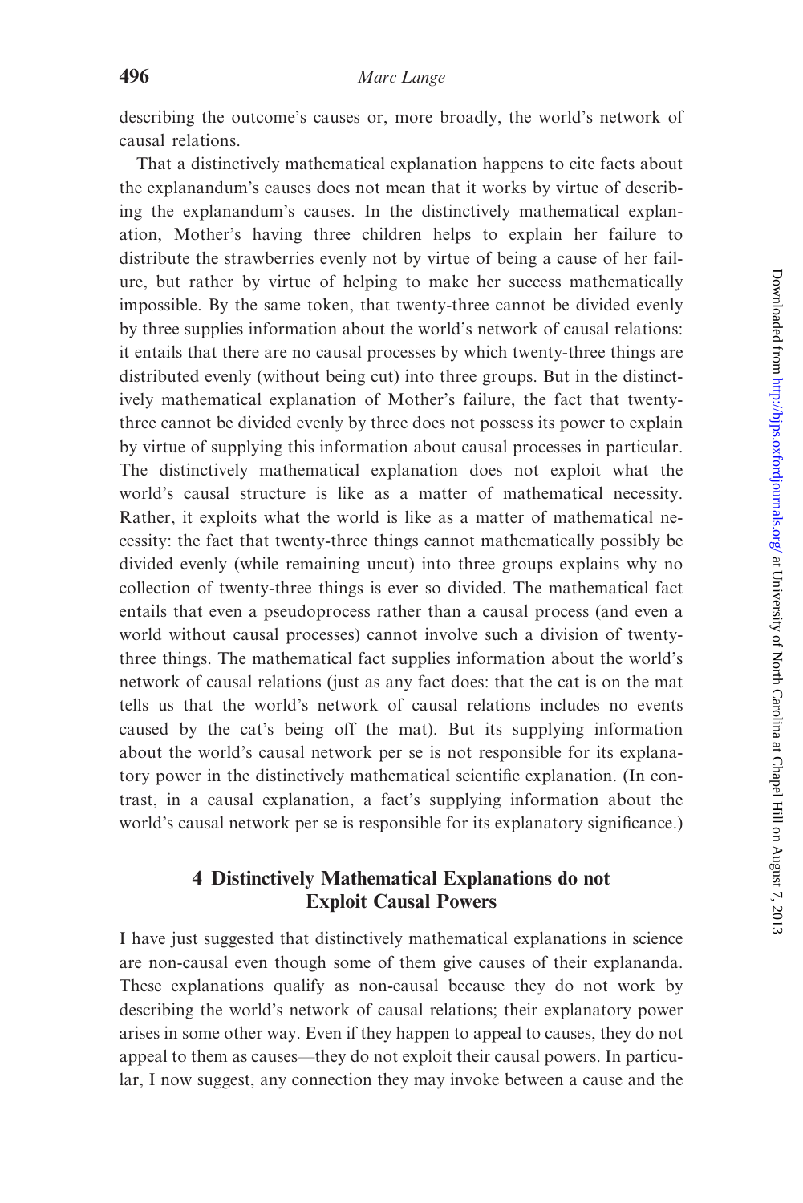describing the outcome's causes or, more broadly, the world's network of causal relations.

That a distinctively mathematical explanation happens to cite facts about the explanandum's causes does not mean that it works by virtue of describing the explanandum's causes. In the distinctively mathematical explanation, Mother's having three children helps to explain her failure to distribute the strawberries evenly not by virtue of being a cause of her failure, but rather by virtue of helping to make her success mathematically impossible. By the same token, that twenty-three cannot be divided evenly by three supplies information about the world's network of causal relations: it entails that there are no causal processes by which twenty-three things are distributed evenly (without being cut) into three groups. But in the distinctively mathematical explanation of Mother's failure, the fact that twenty-three cannot be divided evenly by three does not possess its power to explain by virtue of supplying this information about causal processes in particular. The distinctively mathematical explanation does not exploit what the world's causal structure is like as a matter of mathematical necessity. Rather, it exploits what the world is like as a matter of mathematical necessity: the fact that twenty-three things cannot mathematically possibly be divided evenly (while remaining uncut) into three groups explains why no collection of twenty-three things is ever so divided. The mathematical fact entails that even a pseudoprocess rather than a causal process (and even a world without causal processes) cannot involve such a division of twenty-three things. The mathematical fact supplies information about the world's network of causal relations (just as any fact does: that the cat is on the mat tells us that the world's network of causal relations includes no events caused by the cat's being off the mat). But its supplying information about the world's causal network per se is not responsible for its explanatory power in the distinctively mathematical scientific explanation. (In contrast, in a causal explanation, a fact's supplying information about the world's causal network per se is responsible for its explanatory significance.)

## 4 Distinctively Mathematical Explanations do not Exploit Causal Powers

I have just suggested that distinctively mathematical explanations in science are non-causal even though some of them give causes of their explananda. These explanations qualify as non-causal because they do not work by describing the world's network of causal relations; their explanatory power arises in some other way. Even if they happen to appeal to causes, they do not appeal to them as causes—they do not exploit their causal powers. In particular, I now suggest, any connection they may invoke between a cause and the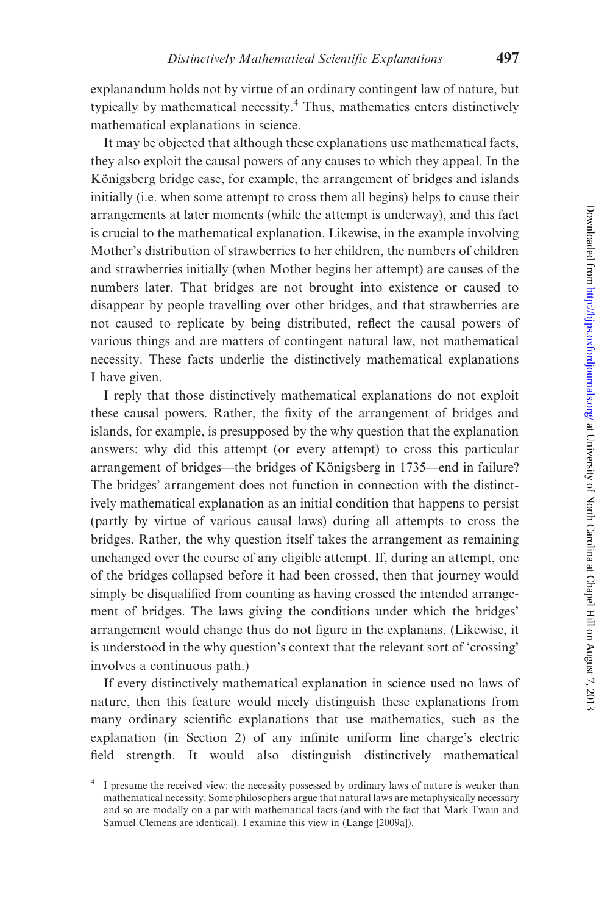explanandum holds not by virtue of an ordinary contingent law of nature, but typically by mathematical necessity.[4] Thus, mathematics enters distinctively mathematical explanations in science.

It may be objected that although these explanations use mathematical facts, they also exploit the causal powers of any causes to which they appeal. In the Königsberg bridge case, for example, the arrangement of bridges and islands initially (i.e. when some attempt to cross them all begins) helps to cause their arrangements at later moments (while the attempt is underway), and this fact is crucial to the mathematical explanation. Likewise, in the example involving Mother's distribution of strawberries to her children, the numbers of children and strawberries initially (when Mother begins her attempt) are causes of the numbers later. That bridges are not brought into existence or caused to disappear by people travelling over other bridges, and that strawberries are not caused to replicate by being distributed, reflect the causal powers of various things and are matters of contingent natural law, not mathematical necessity. These facts underlie the distinctively mathematical explanations I have given.

I reply that those distinctively mathematical explanations do not exploit these causal powers. Rather, the fixity of the arrangement of bridges and islands, for example, is presupposed by the why question that the explanation answers: why did this attempt (or every attempt) to cross this particular arrangement of bridges—the bridges of Königsberg in 1735—end in failure? The bridges' arrangement does not function in connection with the distinctively mathematical explanation as an initial condition that happens to persist (partly by virtue of various causal laws) during all attempts to cross the bridges. Rather, the why question itself takes the arrangement as remaining unchanged over the course of any eligible attempt. If, during an attempt, one of the bridges collapsed before it had been crossed, then that journey would simply be disqualified from counting as having crossed the intended arrangement of bridges. The laws giving the conditions under which the bridges' arrangement would change thus do not figure in the explanans. (Likewise, it is understood in the why question's context that the relevant sort of 'crossing' involves a continuous path.)

If every distinctively mathematical explanation in science used no laws of nature, then this feature would nicely distinguish these explanations from many ordinary scientific explanations that use mathematics, such as the explanation (in Section 2) of any infinite uniform line charge's electric field strength. It would also distinguish distinctively mathematical

[4] I presume the received view: the necessity possessed by ordinary laws of nature is weaker than mathematical necessity. Some philosophers argue that natural laws are metaphysically necessary and so are modally on a par with mathematical facts (and with the fact that Mark Twain and Samuel Clemens are identical). I examine this view in (Lange [2009a]).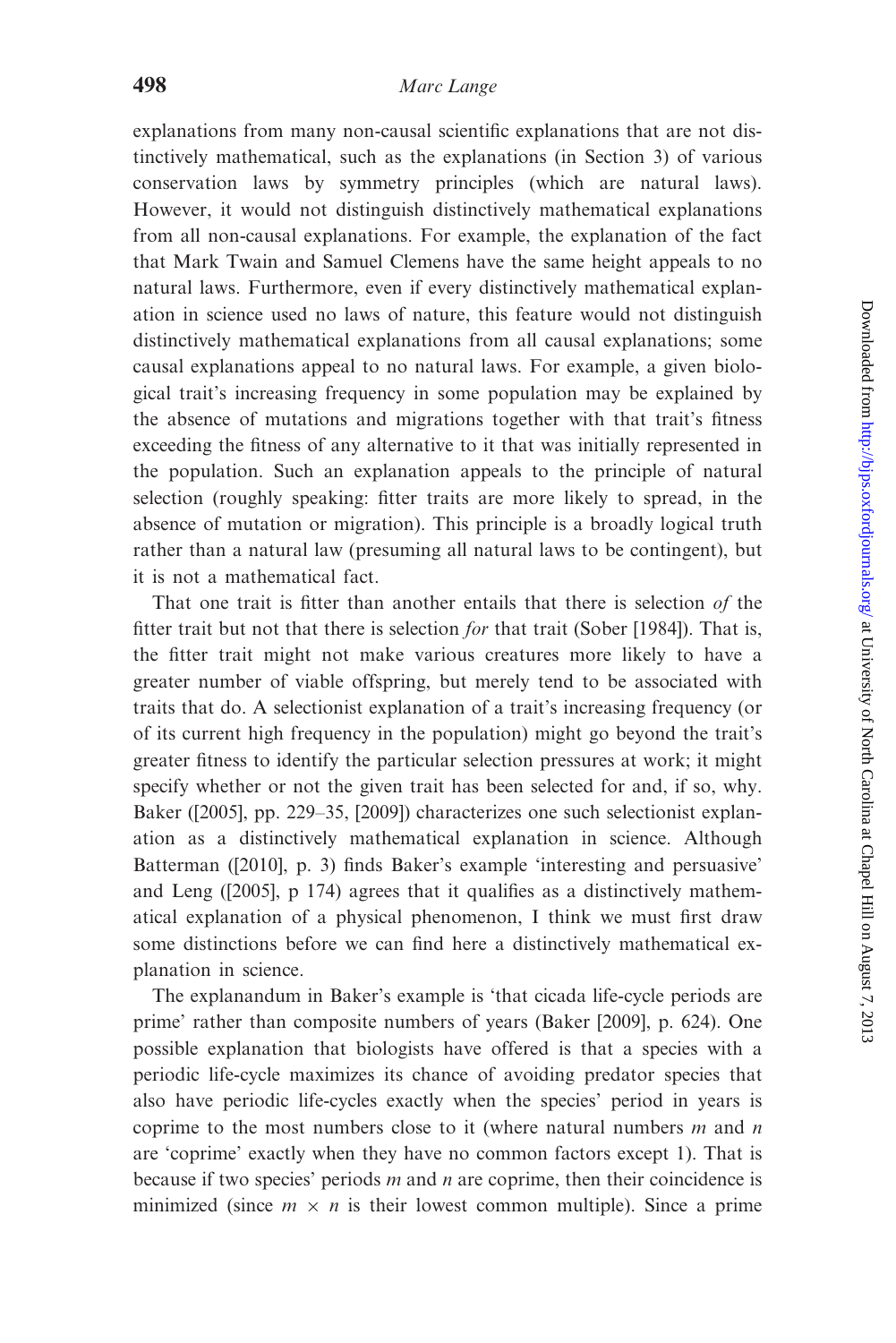explanations from many non-causal scientific explanations that are not distinctively mathematical, such as the explanations (in Section 3) of various conservation laws by symmetry principles (which are natural laws). However, it would not distinguish distinctively mathematical explanations from all non-causal explanations. For example, the explanation of the fact that Mark Twain and Samuel Clemens have the same height appeals to no natural laws. Furthermore, even if every distinctively mathematical explanation in science used no laws of nature, this feature would not distinguish distinctively mathematical explanations from all causal explanations; some causal explanations appeal to no natural laws. For example, a given biological trait's increasing frequency in some population may be explained by the absence of mutations and migrations together with that trait's fitness exceeding the fitness of any alternative to it that was initially represented in the population. Such an explanation appeals to the principle of natural selection (roughly speaking: fitter traits are more likely to spread, in the absence of mutation or migration). This principle is a broadly logical truth rather than a natural law (presuming all natural laws to be contingent), but it is not a mathematical fact.

That one trait is fitter than another entails that there is selection *of* the fitter trait but not that there is selection *for* that trait (Sober [1984]). That is, the fitter trait might not make various creatures more likely to have a greater number of viable offspring, but merely tend to be associated with traits that do. A selectionist explanation of a trait's increasing frequency (or of its current high frequency in the population) might go beyond the trait's greater fitness to identify the particular selection pressures at work; it might specify whether or not the given trait has been selected for and, if so, why. Baker ([2005], pp. 229–35, [2009]) characterizes one such selectionist explanation as a distinctively mathematical explanation in science. Although Batterman ([2010], p. 3) finds Baker's example 'interesting and persuasive' and Leng ([2005], p 174) agrees that it qualifies as a distinctively mathematical explanation of a physical phenomenon, I think we must first draw some distinctions before we can find here a distinctively mathematical explanation in science.

The explanandum in Baker's example is 'that cicada life-cycle periods are prime' rather than composite numbers of years (Baker [2009], p. 624). One possible explanation that biologists have offered is that a species with a periodic life-cycle maximizes its chance of avoiding predator species that also have periodic life-cycles exactly when the species' period in years is coprime to the most numbers close to it (where natural numbers $m$ and $n$ are 'coprime' exactly when they have no common factors except 1). That is because if two species' periods $m$ and $n$ are coprime, then their coincidence is minimized (since $m \times n$ is their lowest common multiple). Since a prime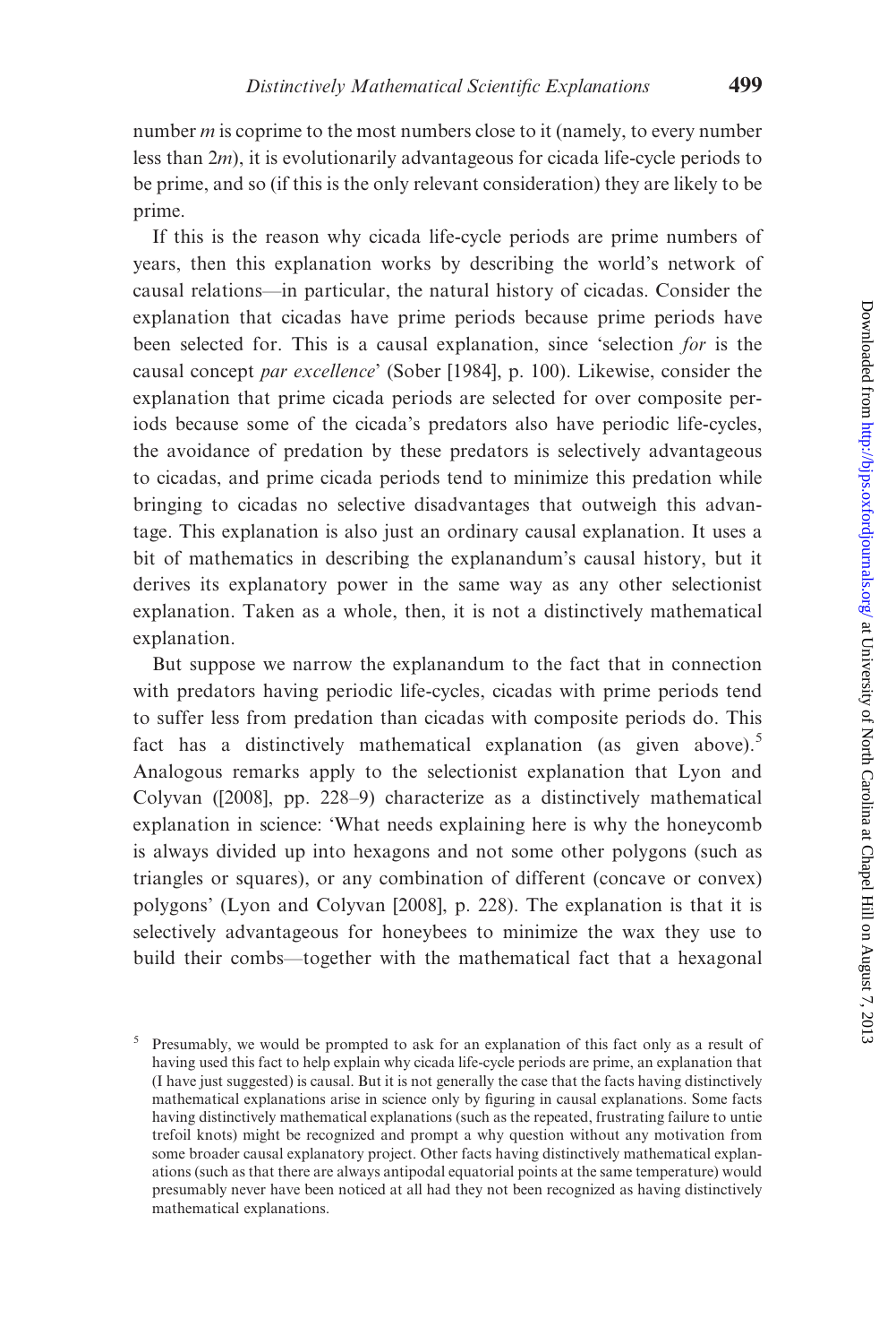number $m$ is coprime to the most numbers close to it (namely, to every number less than $2m$), it is evolutionarily advantageous for cicada life-cycle periods to be prime, and so (if this is the only relevant consideration) they are likely to be prime.

If this is the reason why cicada life-cycle periods are prime numbers of years, then this explanation works by describing the world's network of causal relations—in particular, the natural history of cicadas. Consider the explanation that cicadas have prime periods because prime periods have been selected for. This is a causal explanation, since 'selection *for* is the causal concept *par excellence*' (Sober [1984], p. 100). Likewise, consider the explanation that prime cicada periods are selected for over composite periods because some of the cicada's predators also have periodic life-cycles, the avoidance of predation by these predators is selectively advantageous to cicadas, and prime cicada periods tend to minimize this predation while bringing to cicadas no selective disadvantages that outweigh this advantage. This explanation is also just an ordinary causal explanation. It uses a bit of mathematics in describing the explanandum's causal history, but it derives its explanatory power in the same way as any other selectionist explanation. Taken as a whole, then, it is not a distinctively mathematical explanation.

But suppose we narrow the explanandum to the fact that in connection with predators having periodic life-cycles, cicadas with prime periods tend to suffer less from predation than cicadas with composite periods do. This fact has a distinctively mathematical explanation (as given above).[5] Analogous remarks apply to the selectionist explanation that Lyon and Colyvan ([2008], pp. 228–9) characterize as a distinctively mathematical explanation in science: 'What needs explaining here is why the honeycomb is always divided up into hexagons and not some other polygons (such as triangles or squares), or any combination of different (concave or convex) polygons' (Lyon and Colyvan [2008], p. 228). The explanation is that it is selectively advantageous for honeybees to minimize the wax they use to build their combs—together with the mathematical fact that a hexagonal

[5] Presumably, we would be prompted to ask for an explanation of this fact only as a result of having used this fact to help explain why cicada life-cycle periods are prime, an explanation that (I have just suggested) is causal. But it is not generally the case that the facts having distinctively mathematical explanations arise in science only by figuring in causal explanations. Some facts having distinctively mathematical explanations (such as the repeated, frustrating failure to untie trefoil knots) might be recognized and prompt a why question without any motivation from some broader causal explanatory project. Other facts having distinctively mathematical explanations (such as that there are always antipodal equatorial points at the same temperature) would presumably never have been noticed at all had they not been recognized as having distinctively mathematical explanations.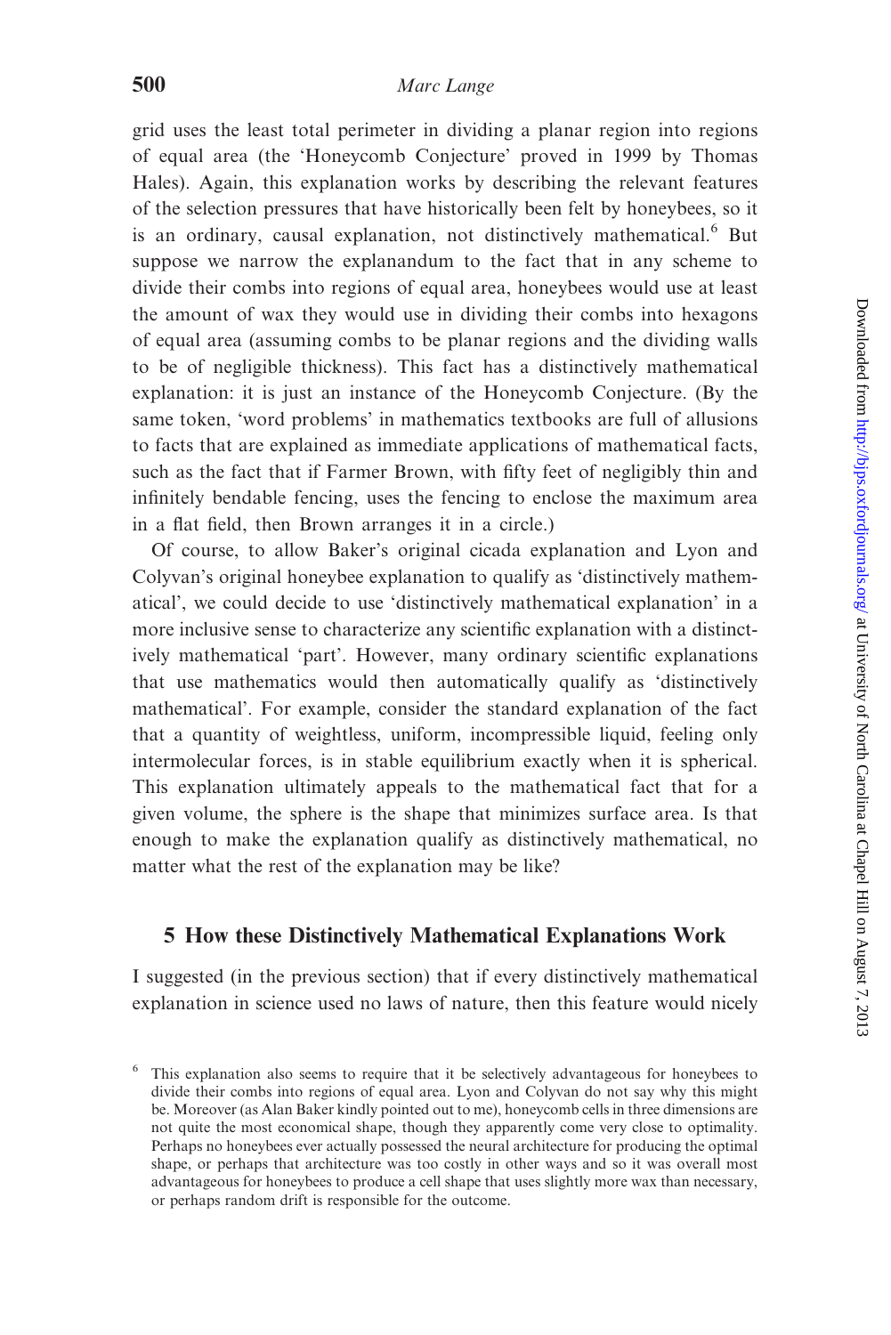grid uses the least total perimeter in dividing a planar region into regions of equal area (the 'Honeycomb Conjecture' proved in 1999 by Thomas Hales). Again, this explanation works by describing the relevant features of the selection pressures that have historically been felt by honeybees, so it is an ordinary, causal explanation, not distinctively mathematical.[6] But suppose we narrow the explanandum to the fact that in any scheme to divide their combs into regions of equal area, honeybees would use at least the amount of wax they would use in dividing their combs into hexagons of equal area (assuming combs to be planar regions and the dividing walls to be of negligible thickness). This fact has a distinctively mathematical explanation: it is just an instance of the Honeycomb Conjecture. (By the same token, 'word problems' in mathematics textbooks are full of allusions to facts that are explained as immediate applications of mathematical facts, such as the fact that if Farmer Brown, with fifty feet of negligibly thin and infinitely bendable fencing, uses the fencing to enclose the maximum area in a flat field, then Brown arranges it in a circle.)

Of course, to allow Baker's original cicada explanation and Lyon and Colyvan's original honeybee explanation to qualify as 'distinctively mathematical', we could decide to use 'distinctively mathematical explanation' in a more inclusive sense to characterize any scientific explanation with a distinctively mathematical 'part'. However, many ordinary scientific explanations that use mathematics would then automatically qualify as 'distinctively mathematical'. For example, consider the standard explanation of the fact that a quantity of weightless, uniform, incompressible liquid, feeling only intermolecular forces, is in stable equilibrium exactly when it is spherical. This explanation ultimately appeals to the mathematical fact that for a given volume, the sphere is the shape that minimizes surface area. Is that enough to make the explanation qualify as distinctively mathematical, no matter what the rest of the explanation may be like?

## 5 How these Distinctively Mathematical Explanations Work

I suggested (in the previous section) that if every distinctively mathematical explanation in science used no laws of nature, then this feature would nicely

[6] This explanation also seems to require that it be selectively advantageous for honeybees to divide their combs into regions of equal area. Lyon and Colyvan do not say why this might be. Moreover (as Alan Baker kindly pointed out to me), honeycomb cells in three dimensions are not quite the most economical shape, though they apparently come very close to optimality. Perhaps no honeybees ever actually possessed the neural architecture for producing the optimal shape, or perhaps that architecture was too costly in other ways and so it was overall most advantageous for honeybees to produce a cell shape that uses slightly more wax than necessary, or perhaps random drift is responsible for the outcome.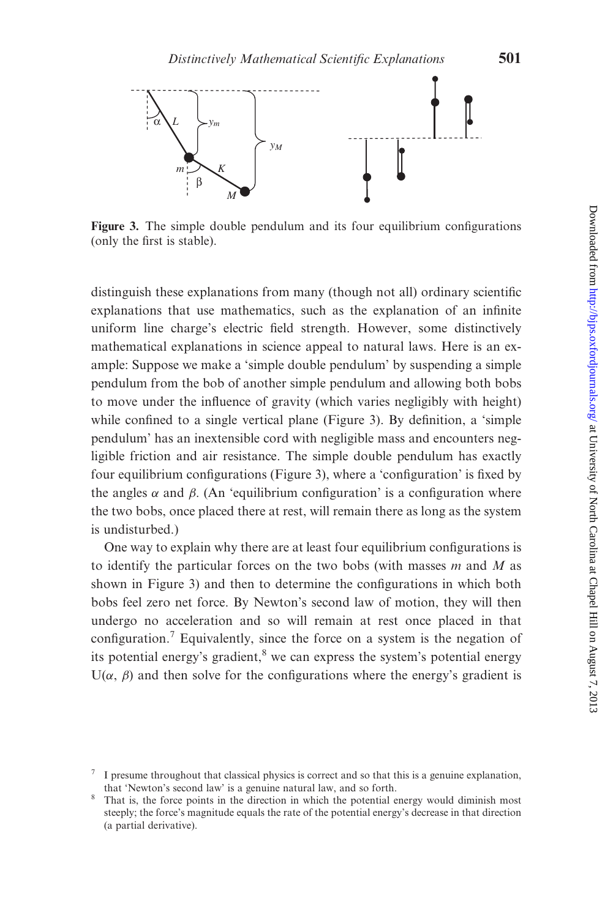**Figure 3.** The simple double pendulum and its four equilibrium configurations (only the first is stable).

distinguish these explanations from many (though not all) ordinary scientific explanations that use mathematics, such as the explanation of an infinite uniform line charge's electric field strength. However, some distinctively mathematical explanations in science appeal to natural laws. Here is an example: Suppose we make a 'simple double pendulum' by suspending a simple pendulum from the bob of another simple pendulum and allowing both bobs to move under the influence of gravity (which varies negligibly with height) while confined to a single vertical plane (Figure 3). By definition, a 'simple pendulum' has an inextensible cord with negligible mass and encounters negligible friction and air resistance. The simple double pendulum has exactly four equilibrium configurations (Figure 3), where a 'configuration' is fixed by the angles $\alpha$ and $\beta$. (An 'equilibrium configuration' is a configuration where the two bobs, once placed there at rest, will remain there as long as the system is undisturbed.)

One way to explain why there are at least four equilibrium configurations is to identify the particular forces on the two bobs (with masses $m$ and $M$ as shown in Figure 3) and then to determine the configurations in which both bobs feel zero net force. By Newton's second law of motion, they will then undergo no acceleration and so will remain at rest once placed in that configuration.[7] Equivalently, since the force on a system is the negation of its potential energy's gradient,[8] we can express the system's potential energy $U(\alpha, \beta)$ and then solve for the configurations where the energy's gradient is

[7] I presume throughout that classical physics is correct and so that this is a genuine explanation, that 'Newton's second law' is a genuine natural law, and so forth.

[8] That is, the force points in the direction in which the potential energy would diminish most steeply; the force's magnitude equals the rate of the potential energy's decrease in that direction (a partial derivative).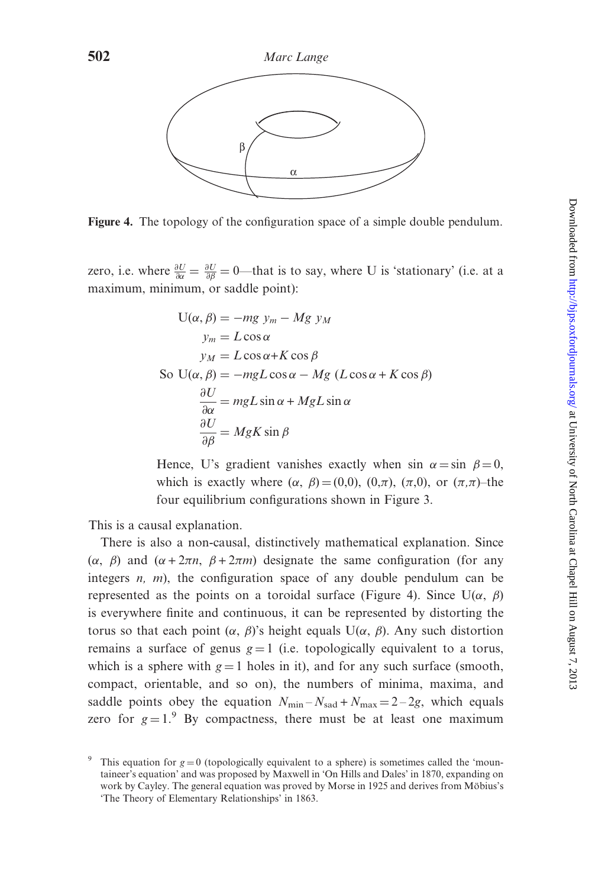Figure 4. The topology of the configuration space of a simple double pendulum.

zero, i.e. where $\frac{\partial U}{\partial \alpha} = \frac{\partial U}{\partial \beta} = 0$—that is to say, where U is 'stationary' (i.e. at a maximum, minimum, or saddle point):

$$U(\alpha, \beta) = -mg\ y_m - Mg\ y_M$$

$$y_m = L \cos \alpha$$

$$y_M = L \cos \alpha + K \cos \beta$$

$$\text{So } U(\alpha, \beta) = -mgL \cos \alpha - Mg\ (L \cos \alpha + K \cos \beta)$$

$$\frac{\partial U}{\partial \alpha} = mgL \sin \alpha + MgL \sin \alpha$$

$$\frac{\partial U}{\partial \beta} = MgK \sin \beta$$

Hence, U's gradient vanishes exactly when $\sin\ \alpha = \sin\ \beta = 0$, which is exactly where $(\alpha,\ \beta) = (0,0)$, $(0,\pi)$, $(\pi,0)$, or $(\pi,\pi)$–the four equilibrium configurations shown in Figure 3.

This is a causal explanation.

There is also a non-causal, distinctively mathematical explanation. Since $(\alpha,\ \beta)$ and $(\alpha + 2\pi n,\ \beta + 2\pi m)$ designate the same configuration (for any integers *n, m*), the configuration space of any double pendulum can be represented as the points on a toroidal surface (Figure 4). Since $U(\alpha,\ \beta)$ is everywhere finite and continuous, it can be represented by distorting the torus so that each point $(\alpha,\ \beta)$'s height equals $U(\alpha,\ \beta)$. Any such distortion remains a surface of genus $g = 1$ (i.e. topologically equivalent to a torus, which is a sphere with $g = 1$ holes in it), and for any such surface (smooth, compact, orientable, and so on), the numbers of minima, maxima, and saddle points obey the equation $N_{\min} - N_{\text{sad}} + N_{\max} = 2 - 2g$, which equals zero for $g = 1$.[9] By compactness, there must be at least one maximum

[9] This equation for $g = 0$ (topologically equivalent to a sphere) is sometimes called the 'mountaineer's equation' and was proposed by Maxwell in 'On Hills and Dales' in 1870, expanding on work by Cayley. The general equation was proved by Morse in 1925 and derives from Möbius's 'The Theory of Elementary Relationships' in 1863.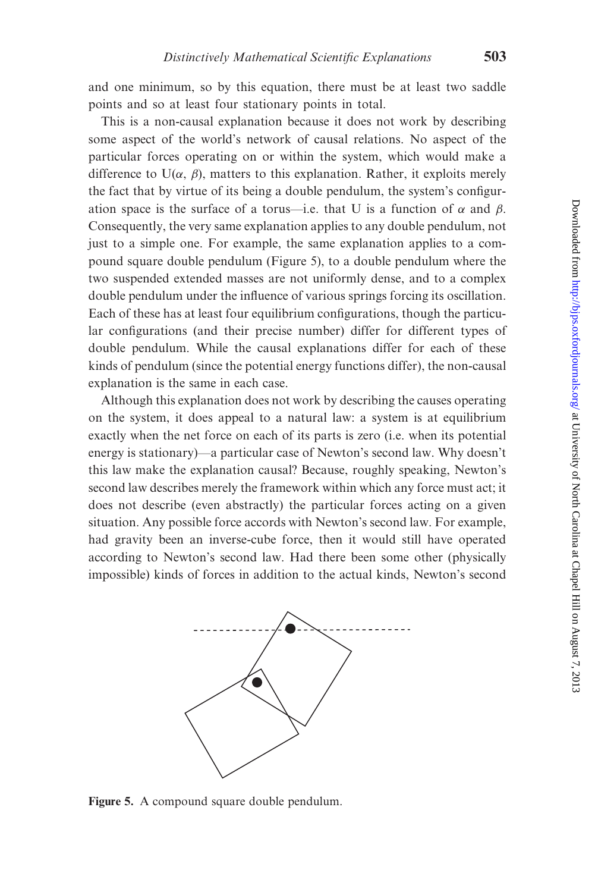and one minimum, so by this equation, there must be at least two saddle points and so at least four stationary points in total.

This is a non-causal explanation because it does not work by describing some aspect of the world's network of causal relations. No aspect of the particular forces operating on or within the system, which would make a difference to $U(\alpha, \beta)$, matters to this explanation. Rather, it exploits merely the fact that by virtue of its being a double pendulum, the system's configuration space is the surface of a torus—i.e. that U is a function of $\alpha$ and $\beta$. Consequently, the very same explanation applies to any double pendulum, not just to a simple one. For example, the same explanation applies to a compound square double pendulum (Figure 5), to a double pendulum where the two suspended extended masses are not uniformly dense, and to a complex double pendulum under the influence of various springs forcing its oscillation. Each of these has at least four equilibrium configurations, though the particular configurations (and their precise number) differ for different types of double pendulum. While the causal explanations differ for each of these kinds of pendulum (since the potential energy functions differ), the non-causal explanation is the same in each case.

Although this explanation does not work by describing the causes operating on the system, it does appeal to a natural law: a system is at equilibrium exactly when the net force on each of its parts is zero (i.e. when its potential energy is stationary)—a particular case of Newton's second law. Why doesn't this law make the explanation causal? Because, roughly speaking, Newton's second law describes merely the framework within which any force must act; it does not describe (even abstractly) the particular forces acting on a given situation. Any possible force accords with Newton's second law. For example, had gravity been an inverse-cube force, then it would still have operated according to Newton's second law. Had there been some other (physically impossible) kinds of forces in addition to the actual kinds, Newton's second

**Figure 5.** A compound square double pendulum.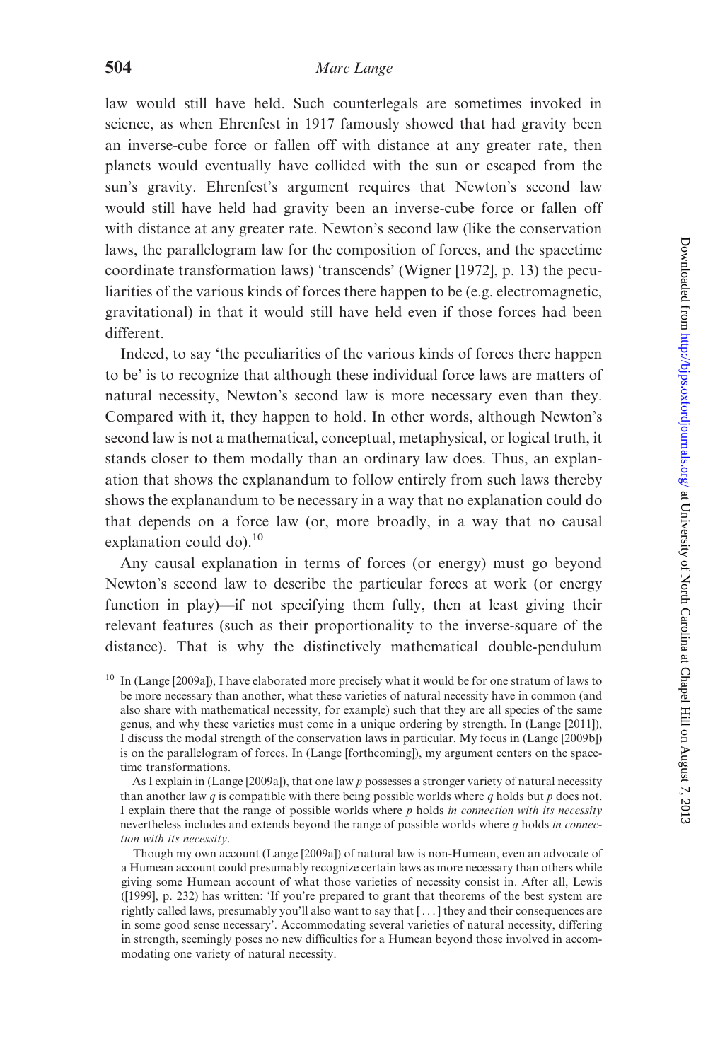law would still have held. Such counterlegals are sometimes invoked in science, as when Ehrenfest in 1917 famously showed that had gravity been an inverse-cube force or fallen off with distance at any greater rate, then planets would eventually have collided with the sun or escaped from the sun's gravity. Ehrenfest's argument requires that Newton's second law would still have held had gravity been an inverse-cube force or fallen off with distance at any greater rate. Newton's second law (like the conservation laws, the parallelogram law for the composition of forces, and the spacetime coordinate transformation laws) 'transcends' (Wigner [1972], p. 13) the peculiarities of the various kinds of forces there happen to be (e.g. electromagnetic, gravitational) in that it would still have held even if those forces had been different.

Indeed, to say 'the peculiarities of the various kinds of forces there happen to be' is to recognize that although these individual force laws are matters of natural necessity, Newton's second law is more necessary even than they. Compared with it, they happen to hold. In other words, although Newton's second law is not a mathematical, conceptual, metaphysical, or logical truth, it stands closer to them modally than an ordinary law does. Thus, an explanation that shows the explanandum to follow entirely from such laws thereby shows the explanandum to be necessary in a way that no explanation could do that depends on a force law (or, more broadly, in a way that no causal explanation could do).[10]

Any causal explanation in terms of forces (or energy) must go beyond Newton's second law to describe the particular forces at work (or energy function in play)—if not specifying them fully, then at least giving their relevant features (such as their proportionality to the inverse-square of the distance). That is why the distinctively mathematical double-pendulum

[10] In (Lange [2009a]), I have elaborated more precisely what it would be for one stratum of laws to be more necessary than another, what these varieties of natural necessity have in common (and also share with mathematical necessity, for example) such that they are all species of the same genus, and why these varieties must come in a unique ordering by strength. In (Lange [2011]), I discuss the modal strength of the conservation laws in particular. My focus in (Lange [2009b]) is on the parallelogram of forces. In (Lange [forthcoming]), my argument centers on the spacetime transformations.

As I explain in (Lange [2009a]), that one law *p* possesses a stronger variety of natural necessity than another law *q* is compatible with there being possible worlds where *q* holds but *p* does not. I explain there that the range of possible worlds where *p* holds *in connection with its necessity* nevertheless includes and extends beyond the range of possible worlds where *q* holds *in connection with its necessity*.

Though my own account (Lange [2009a]) of natural law is non-Humean, even an advocate of a Humean account could presumably recognize certain laws as more necessary than others while giving some Humean account of what those varieties of necessity consist in. After all, Lewis ([1999], p. 232) has written: 'If you're prepared to grant that theorems of the best system are rightly called laws, presumably you'll also want to say that [...] they and their consequences are in some good sense necessary'. Accommodating several varieties of natural necessity, differing in strength, seemingly poses no new difficulties for a Humean beyond those involved in accommodating one variety of natural necessity.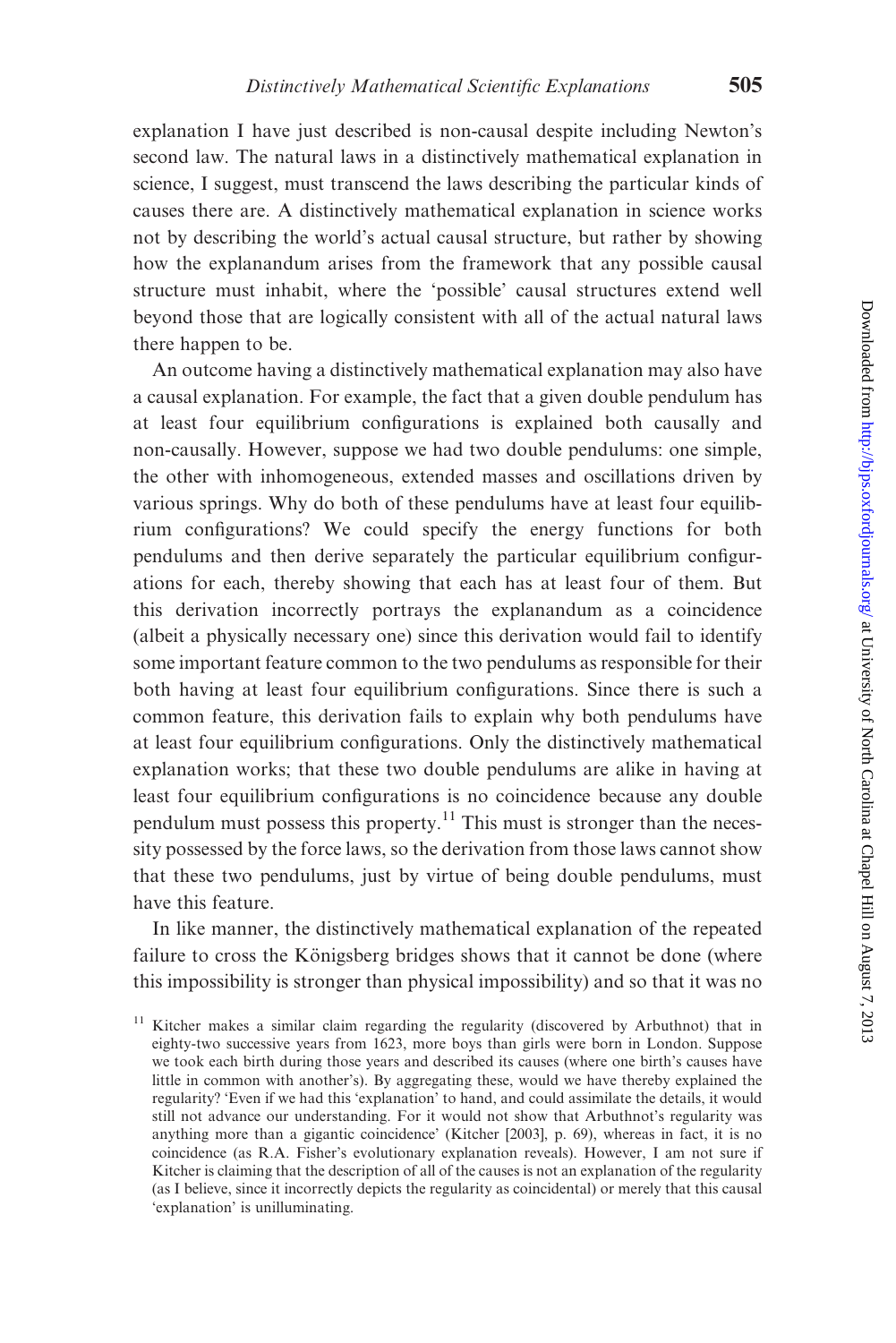explanation I have just described is non-causal despite including Newton's second law. The natural laws in a distinctively mathematical explanation in science, I suggest, must transcend the laws describing the particular kinds of causes there are. A distinctively mathematical explanation in science works not by describing the world's actual causal structure, but rather by showing how the explanandum arises from the framework that any possible causal structure must inhabit, where the 'possible' causal structures extend well beyond those that are logically consistent with all of the actual natural laws there happen to be.

An outcome having a distinctively mathematical explanation may also have a causal explanation. For example, the fact that a given double pendulum has at least four equilibrium configurations is explained both causally and non-causally. However, suppose we had two double pendulums: one simple, the other with inhomogeneous, extended masses and oscillations driven by various springs. Why do both of these pendulums have at least four equilibrium configurations? We could specify the energy functions for both pendulums and then derive separately the particular equilibrium configurations for each, thereby showing that each has at least four of them. But this derivation incorrectly portrays the explanandum as a coincidence (albeit a physically necessary one) since this derivation would fail to identify some important feature common to the two pendulums as responsible for their both having at least four equilibrium configurations. Since there is such a common feature, this derivation fails to explain why both pendulums have at least four equilibrium configurations. Only the distinctively mathematical explanation works; that these two double pendulums are alike in having at least four equilibrium configurations is no coincidence because any double pendulum must possess this property.[11] This must is stronger than the necessity possessed by the force laws, so the derivation from those laws cannot show that these two pendulums, just by virtue of being double pendulums, must have this feature.

In like manner, the distinctively mathematical explanation of the repeated failure to cross the Königsberg bridges shows that it cannot be done (where this impossibility is stronger than physical impossibility) and so that it was no

[11] Kitcher makes a similar claim regarding the regularity (discovered by Arbuthnot) that in eighty-two successive years from 1623, more boys than girls were born in London. Suppose we took each birth during those years and described its causes (where one birth's causes have little in common with another's). By aggregating these, would we have thereby explained the regularity? 'Even if we had this 'explanation' to hand, and could assimilate the details, it would still not advance our understanding. For it would not show that Arbuthnot's regularity was anything more than a gigantic coincidence' (Kitcher [2003], p. 69), whereas in fact, it is no coincidence (as R.A. Fisher's evolutionary explanation reveals). However, I am not sure if Kitcher is claiming that the description of all of the causes is not an explanation of the regularity (as I believe, since it incorrectly depicts the regularity as coincidental) or merely that this causal 'explanation' is unilluminating.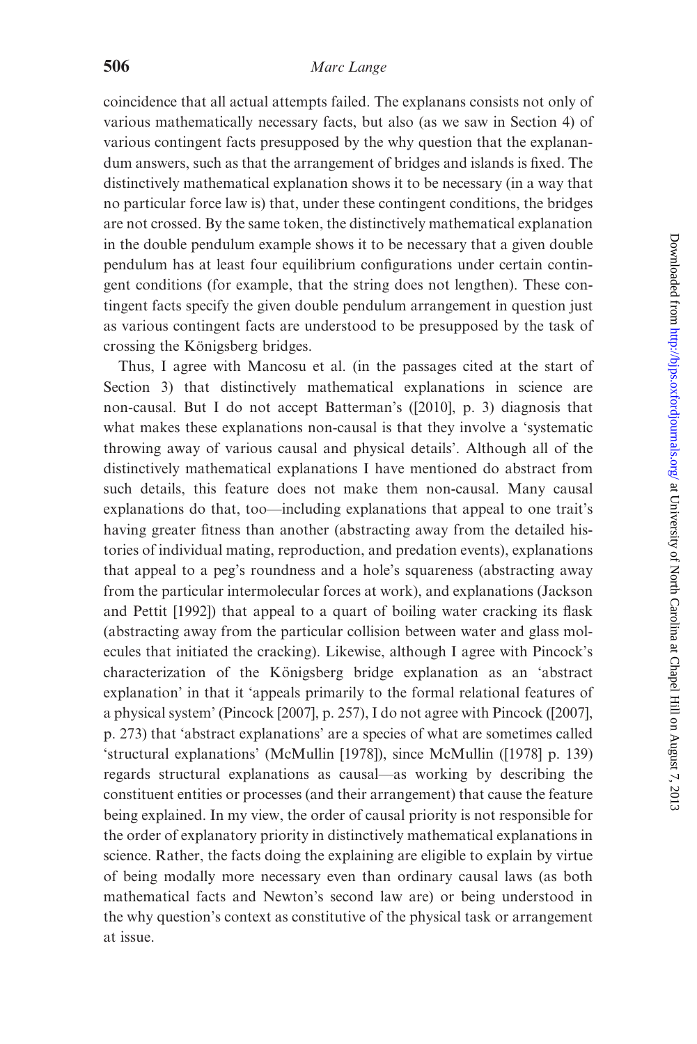coincidence that all actual attempts failed. The explanans consists not only of various mathematically necessary facts, but also (as we saw in Section 4) of various contingent facts presupposed by the why question that the explanandum answers, such as that the arrangement of bridges and islands is fixed. The distinctively mathematical explanation shows it to be necessary (in a way that no particular force law is) that, under these contingent conditions, the bridges are not crossed. By the same token, the distinctively mathematical explanation in the double pendulum example shows it to be necessary that a given double pendulum has at least four equilibrium configurations under certain contingent conditions (for example, that the string does not lengthen). These contingent facts specify the given double pendulum arrangement in question just as various contingent facts are understood to be presupposed by the task of crossing the Königsberg bridges.

Thus, I agree with Mancosu et al. (in the passages cited at the start of Section 3) that distinctively mathematical explanations in science are non-causal. But I do not accept Batterman's ([2010], p. 3) diagnosis that what makes these explanations non-causal is that they involve a 'systematic throwing away of various causal and physical details'. Although all of the distinctively mathematical explanations I have mentioned do abstract from such details, this feature does not make them non-causal. Many causal explanations do that, too—including explanations that appeal to one trait's having greater fitness than another (abstracting away from the detailed histories of individual mating, reproduction, and predation events), explanations that appeal to a peg's roundness and a hole's squareness (abstracting away from the particular intermolecular forces at work), and explanations (Jackson and Pettit [1992]) that appeal to a quart of boiling water cracking its flask (abstracting away from the particular collision between water and glass molecules that initiated the cracking). Likewise, although I agree with Pincock's characterization of the Königsberg bridge explanation as an 'abstract explanation' in that it 'appeals primarily to the formal relational features of a physical system' (Pincock [2007], p. 257), I do not agree with Pincock ([2007], p. 273) that 'abstract explanations' are a species of what are sometimes called 'structural explanations' (McMullin [1978]), since McMullin ([1978] p. 139) regards structural explanations as causal—as working by describing the constituent entities or processes (and their arrangement) that cause the feature being explained. In my view, the order of causal priority is not responsible for the order of explanatory priority in distinctively mathematical explanations in science. Rather, the facts doing the explaining are eligible to explain by virtue of being modally more necessary even than ordinary causal laws (as both mathematical facts and Newton's second law are) or being understood in the why question's context as constitutive of the physical task or arrangement at issue.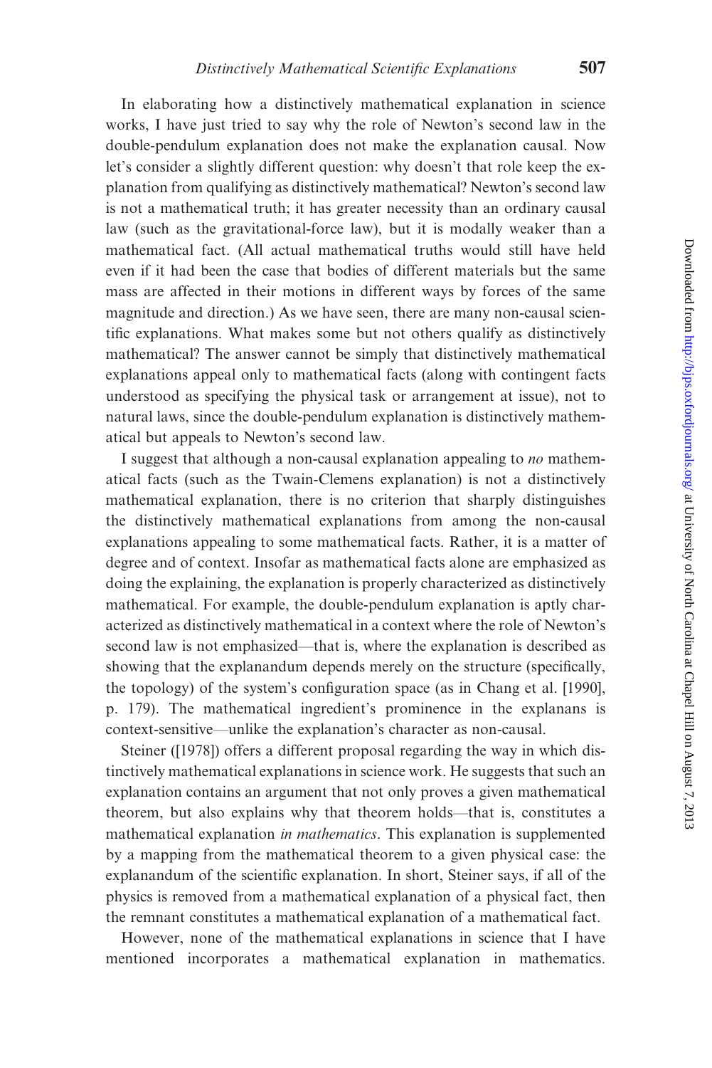In elaborating how a distinctively mathematical explanation in science works, I have just tried to say why the role of Newton's second law in the double-pendulum explanation does not make the explanation causal. Now let's consider a slightly different question: why doesn't that role keep the explanation from qualifying as distinctively mathematical? Newton's second law is not a mathematical truth; it has greater necessity than an ordinary causal law (such as the gravitational-force law), but it is modally weaker than a mathematical fact. (All actual mathematical truths would still have held even if it had been the case that bodies of different materials but the same mass are affected in their motions in different ways by forces of the same magnitude and direction.) As we have seen, there are many non-causal scientific explanations. What makes some but not others qualify as distinctively mathematical? The answer cannot be simply that distinctively mathematical explanations appeal only to mathematical facts (along with contingent facts understood as specifying the physical task or arrangement at issue), not to natural laws, since the double-pendulum explanation is distinctively mathematical but appeals to Newton's second law.

I suggest that although a non-causal explanation appealing to *no* mathematical facts (such as the Twain-Clemens explanation) is not a distinctively mathematical explanation, there is no criterion that sharply distinguishes the distinctively mathematical explanations from among the non-causal explanations appealing to some mathematical facts. Rather, it is a matter of degree and of context. Insofar as mathematical facts alone are emphasized as doing the explaining, the explanation is properly characterized as distinctively mathematical. For example, the double-pendulum explanation is aptly characterized as distinctively mathematical in a context where the role of Newton's second law is not emphasized—that is, where the explanation is described as showing that the explanandum depends merely on the structure (specifically, the topology) of the system's configuration space (as in Chang et al. [1990], p. 179). The mathematical ingredient's prominence in the explanans is context-sensitive—unlike the explanation's character as non-causal.

Steiner ([1978]) offers a different proposal regarding the way in which distinctively mathematical explanations in science work. He suggests that such an explanation contains an argument that not only proves a given mathematical theorem, but also explains why that theorem holds—that is, constitutes a mathematical explanation *in mathematics*. This explanation is supplemented by a mapping from the mathematical theorem to a given physical case: the explanandum of the scientific explanation. In short, Steiner says, if all of the physics is removed from a mathematical explanation of a physical fact, then the remnant constitutes a mathematical explanation of a mathematical fact.

However, none of the mathematical explanations in science that I have mentioned incorporates a mathematical explanation in mathematics.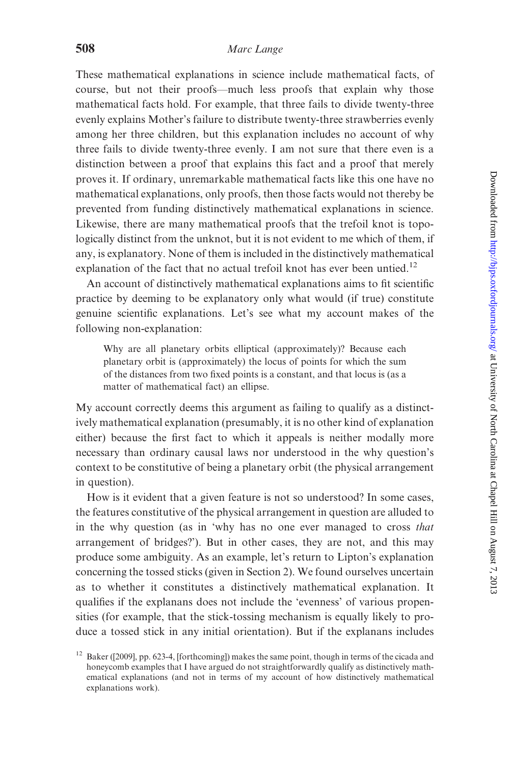These mathematical explanations in science include mathematical facts, of course, but not their proofs—much less proofs that explain why those mathematical facts hold. For example, that three fails to divide twenty-three evenly explains Mother's failure to distribute twenty-three strawberries evenly among her three children, but this explanation includes no account of why three fails to divide twenty-three evenly. I am not sure that there even is a distinction between a proof that explains this fact and a proof that merely proves it. If ordinary, unremarkable mathematical facts like this one have no mathematical explanations, only proofs, then those facts would not thereby be prevented from funding distinctively mathematical explanations in science. Likewise, there are many mathematical proofs that the trefoil knot is topologically distinct from the unknot, but it is not evident to me which of them, if any, is explanatory. None of them is included in the distinctively mathematical explanation of the fact that no actual trefoil knot has ever been untied.[12]

An account of distinctively mathematical explanations aims to fit scientific practice by deeming to be explanatory only what would (if true) constitute genuine scientific explanations. Let's see what my account makes of the following non-explanation:

> Why are all planetary orbits elliptical (approximately)? Because each planetary orbit is (approximately) the locus of points for which the sum of the distances from two fixed points is a constant, and that locus is (as a matter of mathematical fact) an ellipse.

My account correctly deems this argument as failing to qualify as a distinctively mathematical explanation (presumably, it is no other kind of explanation either) because the first fact to which it appeals is neither modally more necessary than ordinary causal laws nor understood in the why question's context to be constitutive of being a planetary orbit (the physical arrangement in question).

How is it evident that a given feature is not so understood? In some cases, the features constitutive of the physical arrangement in question are alluded to in the why question (as in 'why has no one ever managed to cross *that* arrangement of bridges?'). But in other cases, they are not, and this may produce some ambiguity. As an example, let's return to Lipton's explanation concerning the tossed sticks (given in Section 2). We found ourselves uncertain as to whether it constitutes a distinctively mathematical explanation. It qualifies if the explanans does not include the 'evenness' of various propensities (for example, that the stick-tossing mechanism is equally likely to produce a tossed stick in any initial orientation). But if the explanans includes

[12] Baker ([2009], pp. 623-4, [forthcoming]) makes the same point, though in terms of the cicada and honeycomb examples that I have argued do not straightforwardly qualify as distinctively mathematical explanations (and not in terms of my account of how distinctively mathematical explanations work).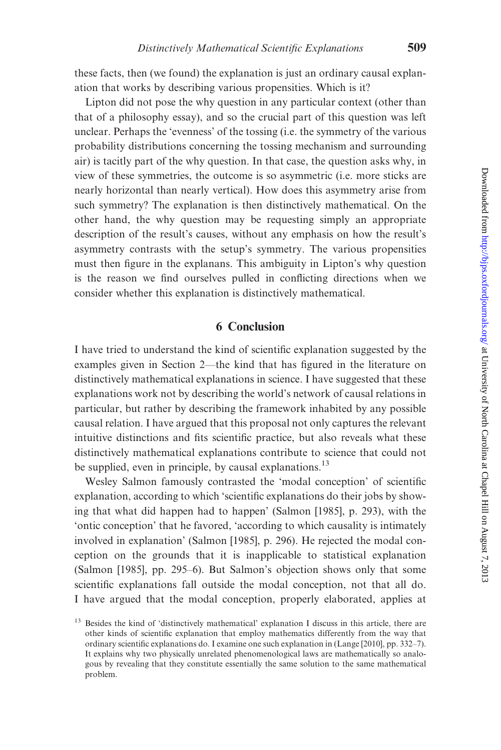these facts, then (we found) the explanation is just an ordinary causal explanation that works by describing various propensities. Which is it?

Lipton did not pose the why question in any particular context (other than that of a philosophy essay), and so the crucial part of this question was left unclear. Perhaps the 'evenness' of the tossing (i.e. the symmetry of the various probability distributions concerning the tossing mechanism and surrounding air) is tacitly part of the why question. In that case, the question asks why, in view of these symmetries, the outcome is so asymmetric (i.e. more sticks are nearly horizontal than nearly vertical). How does this asymmetry arise from such symmetry? The explanation is then distinctively mathematical. On the other hand, the why question may be requesting simply an appropriate description of the result's causes, without any emphasis on how the result's asymmetry contrasts with the setup's symmetry. The various propensities must then figure in the explanans. This ambiguity in Lipton's why question is the reason we find ourselves pulled in conflicting directions when we consider whether this explanation is distinctively mathematical.

## 6 Conclusion

I have tried to understand the kind of scientific explanation suggested by the examples given in Section 2—the kind that has figured in the literature on distinctively mathematical explanations in science. I have suggested that these explanations work not by describing the world's network of causal relations in particular, but rather by describing the framework inhabited by any possible causal relation. I have argued that this proposal not only captures the relevant intuitive distinctions and fits scientific practice, but also reveals what these distinctively mathematical explanations contribute to science that could not be supplied, even in principle, by causal explanations.[13]

Wesley Salmon famously contrasted the 'modal conception' of scientific explanation, according to which 'scientific explanations do their jobs by showing that what did happen had to happen' (Salmon [1985], p. 293), with the 'ontic conception' that he favored, 'according to which causality is intimately involved in explanation' (Salmon [1985], p. 296). He rejected the modal conception on the grounds that it is inapplicable to statistical explanation (Salmon [1985], pp. 295–6). But Salmon's objection shows only that some scientific explanations fall outside the modal conception, not that all do. I have argued that the modal conception, properly elaborated, applies at

[13] Besides the kind of 'distinctively mathematical' explanation I discuss in this article, there are other kinds of scientific explanation that employ mathematics differently from the way that ordinary scientific explanations do. I examine one such explanation in (Lange [2010], pp. 332–7). It explains why two physically unrelated phenomenological laws are mathematically so analogous by revealing that they constitute essentially the same solution to the same mathematical problem.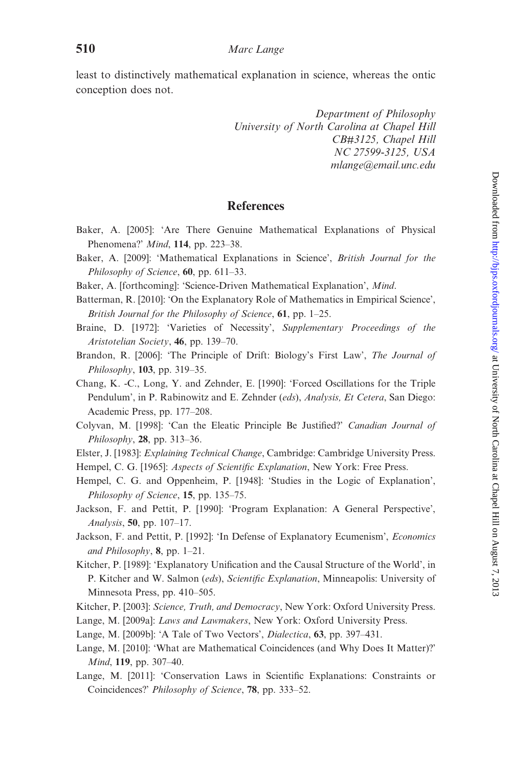least to distinctively mathematical explanation in science, whereas the ontic conception does not.

*Department of Philosophy*
*University of North Carolina at Chapel Hill*
*CB#3125, Chapel Hill*
*NC 27599-3125, USA*
*mlange@email.unc.edu*

## References

Baker, A. [2005]: 'Are There Genuine Mathematical Explanations of Physical Phenomena?' *Mind*, **114**, pp. 223–38.

Baker, A. [2009]: 'Mathematical Explanations in Science', *British Journal for the Philosophy of Science*, **60**, pp. 611–33.

Baker, A. [forthcoming]: 'Science-Driven Mathematical Explanation', *Mind*.

Batterman, R. [2010]: 'On the Explanatory Role of Mathematics in Empirical Science', *British Journal for the Philosophy of Science*, **61**, pp. 1–25.

Braine, D. [1972]: 'Varieties of Necessity', *Supplementary Proceedings of the Aristotelian Society*, **46**, pp. 139–70.

Brandon, R. [2006]: 'The Principle of Drift: Biology's First Law', *The Journal of Philosophy*, **103**, pp. 319–35.

Chang, K. -C., Long, Y. and Zehnder, E. [1990]: 'Forced Oscillations for the Triple Pendulum', in P. Rabinowitz and E. Zehnder (*eds*), *Analysis, Et Cetera*, San Diego: Academic Press, pp. 177–208.

Colyvan, M. [1998]: 'Can the Eleatic Principle Be Justified?' *Canadian Journal of Philosophy*, **28**, pp. 313–36.

Elster, J. [1983]: *Explaining Technical Change*, Cambridge: Cambridge University Press.

Hempel, C. G. [1965]: *Aspects of Scientific Explanation*, New York: Free Press.

Hempel, C. G. and Oppenheim, P. [1948]: 'Studies in the Logic of Explanation', *Philosophy of Science*, **15**, pp. 135–75.

Jackson, F. and Pettit, P. [1990]: 'Program Explanation: A General Perspective', *Analysis*, **50**, pp. 107–17.

Jackson, F. and Pettit, P. [1992]: 'In Defense of Explanatory Ecumenism', *Economics and Philosophy*, **8**, pp. 1–21.

Kitcher, P. [1989]: 'Explanatory Unification and the Causal Structure of the World', in P. Kitcher and W. Salmon (*eds*), *Scientific Explanation*, Minneapolis: University of Minnesota Press, pp. 410–505.

Kitcher, P. [2003]: *Science, Truth, and Democracy*, New York: Oxford University Press.

Lange, M. [2009a]: *Laws and Lawmakers*, New York: Oxford University Press.

Lange, M. [2009b]: 'A Tale of Two Vectors', *Dialectica*, **63**, pp. 397–431.

Lange, M. [2010]: 'What are Mathematical Coincidences (and Why Does It Matter)?' *Mind*, **119**, pp. 307–40.

Lange, M. [2011]: 'Conservation Laws in Scientific Explanations: Constraints or Coincidences?' *Philosophy of Science*, **78**, pp. 333–52.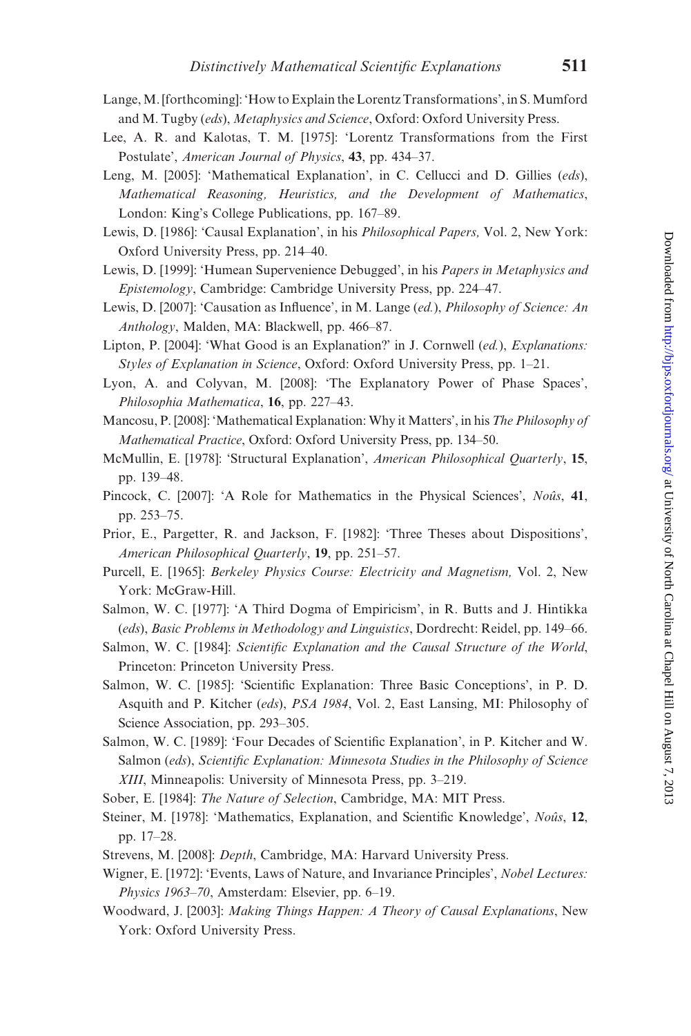Lange, M. [forthcoming]: 'How to Explain the Lorentz Transformations', in S. Mumford and M. Tugby (*eds*), *Metaphysics and Science*, Oxford: Oxford University Press.

Lee, A. R. and Kalotas, T. M. [1975]: 'Lorentz Transformations from the First Postulate', *American Journal of Physics*, **43**, pp. 434–37.

Leng, M. [2005]: 'Mathematical Explanation', in C. Cellucci and D. Gillies (*eds*), *Mathematical Reasoning, Heuristics, and the Development of Mathematics*, London: King's College Publications, pp. 167–89.

Lewis, D. [1986]: 'Causal Explanation', in his *Philosophical Papers,* Vol. 2, New York: Oxford University Press, pp. 214–40.

Lewis, D. [1999]: 'Humean Supervenience Debugged', in his *Papers in Metaphysics and Epistemology*, Cambridge: Cambridge University Press, pp. 224–47.

Lewis, D. [2007]: 'Causation as Influence', in M. Lange (*ed.*), *Philosophy of Science: An Anthology*, Malden, MA: Blackwell, pp. 466–87.

Lipton, P. [2004]: 'What Good is an Explanation?' in J. Cornwell (*ed.*), *Explanations: Styles of Explanation in Science*, Oxford: Oxford University Press, pp. 1–21.

Lyon, A. and Colyvan, M. [2008]: 'The Explanatory Power of Phase Spaces', *Philosophia Mathematica*, **16**, pp. 227–43.

Mancosu, P. [2008]: 'Mathematical Explanation: Why it Matters', in his *The Philosophy of Mathematical Practice*, Oxford: Oxford University Press, pp. 134–50.

McMullin, E. [1978]: 'Structural Explanation', *American Philosophical Quarterly*, **15**, pp. 139–48.

Pincock, C. [2007]: 'A Role for Mathematics in the Physical Sciences', *Noûs*, **41**, pp. 253–75.

Prior, E., Pargetter, R. and Jackson, F. [1982]: 'Three Theses about Dispositions', *American Philosophical Quarterly*, **19**, pp. 251–57.

Purcell, E. [1965]: *Berkeley Physics Course: Electricity and Magnetism,* Vol. 2, New York: McGraw-Hill.

Salmon, W. C. [1977]: 'A Third Dogma of Empiricism', in R. Butts and J. Hintikka (*eds*), *Basic Problems in Methodology and Linguistics*, Dordrecht: Reidel, pp. 149–66.

Salmon, W. C. [1984]: *Scientific Explanation and the Causal Structure of the World*, Princeton: Princeton University Press.

Salmon, W. C. [1985]: 'Scientific Explanation: Three Basic Conceptions', in P. D. Asquith and P. Kitcher (*eds*), *PSA 1984*, Vol. 2, East Lansing, MI: Philosophy of Science Association, pp. 293–305.

Salmon, W. C. [1989]: 'Four Decades of Scientific Explanation', in P. Kitcher and W. Salmon (*eds*), *Scientific Explanation: Minnesota Studies in the Philosophy of Science XIII*, Minneapolis: University of Minnesota Press, pp. 3–219.

Sober, E. [1984]: *The Nature of Selection*, Cambridge, MA: MIT Press.

Steiner, M. [1978]: 'Mathematics, Explanation, and Scientific Knowledge', *Noûs*, **12**, pp. 17–28.

Strevens, M. [2008]: *Depth*, Cambridge, MA: Harvard University Press.

Wigner, E. [1972]: 'Events, Laws of Nature, and Invariance Principles', *Nobel Lectures: Physics 1963–70*, Amsterdam: Elsevier, pp. 6–19.

Woodward, J. [2003]: *Making Things Happen: A Theory of Causal Explanations*, New York: Oxford University Press.